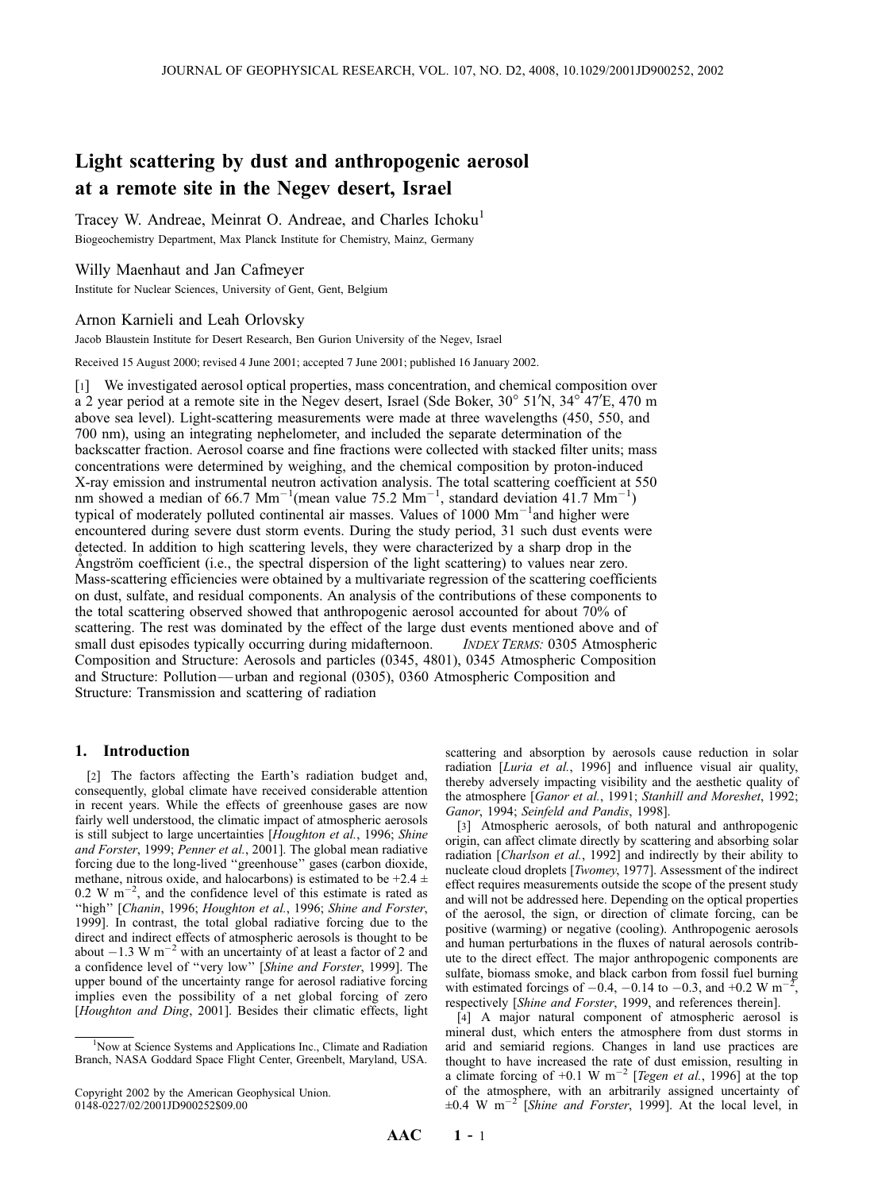# Light scattering by dust and anthropogenic aerosol at a remote site in the Negev desert, Israel

Tracey W. Andreae, Meinrat O. Andreae, and Charles Ichoku[1]

Biogeochemistry Department, Max Planck Institute for Chemistry, Mainz, Germany

Willy Maenhaut and Jan Cafmeyer

Institute for Nuclear Sciences, University of Gent, Gent, Belgium

Arnon Karnieli and Leah Orlovsky

Jacob Blaustein Institute for Desert Research, Ben Gurion University of the Negev, Israel

Received 15 August 2000; revised 4 June 2001; accepted 7 June 2001; published 16 January 2002.

[1] We investigated aerosol optical properties, mass concentration, and chemical composition over a 2 year period at a remote site in the Negev desert, Israel (Sde Boker, 30° 51′N, 34° 47′E, 470 m above sea level). Light-scattering measurements were made at three wavelengths (450, 550, and 700 nm), using an integrating nephelometer, and included the separate determination of the backscatter fraction. Aerosol coarse and fine fractions were collected with stacked filter units; mass concentrations were determined by weighing, and the chemical composition by proton-induced X-ray emission and instrumental neutron activation analysis. The total scattering coefficient at 550 nm showed a median of 66.7 $Mm^{-1}$(mean value 75.2 $Mm^{-1}$, standard deviation 41.7 $Mm^{-1}$) typical of moderately polluted continental air masses. Values of 1000 $Mm^{-1}$and higher were encountered during severe dust storm events. During the study period, 31 such dust events were detected. In addition to high scattering levels, they were characterized by a sharp drop in the Ångström coefficient (i.e., the spectral dispersion of the light scattering) to values near zero. Mass-scattering efficiencies were obtained by a multivariate regression of the scattering coefficients on dust, sulfate, and residual components. An analysis of the contributions of these components to the total scattering observed showed that anthropogenic aerosol accounted for about 70% of scattering. The rest was dominated by the effect of the large dust events mentioned above and of small dust episodes typically occurring during midafternoon. *INDEX TERMS:* 0305 Atmospheric Composition and Structure: Aerosols and particles (0345, 4801), 0345 Atmospheric Composition and Structure: Pollution—urban and regional (0305), 0360 Atmospheric Composition and Structure: Transmission and scattering of radiation

## 1. Introduction

[2] The factors affecting the Earth's radiation budget and, consequently, global climate have received considerable attention in recent years. While the effects of greenhouse gases are now fairly well understood, the climatic impact of atmospheric aerosols is still subject to large uncertainties [*Houghton et al.*, 1996; *Shine and Forster*, 1999; *Penner et al.*, 2001]. The global mean radiative forcing due to the long-lived "greenhouse" gases (carbon dioxide, methane, nitrous oxide, and halocarbons) is estimated to be $+2.4 \pm 0.2$ W $m^{-2}$, and the confidence level of this estimate is rated as "high" [*Chanin*, 1996; *Houghton et al.*, 1996; *Shine and Forster*, 1999]. In contrast, the total global radiative forcing due to the direct and indirect effects of atmospheric aerosols is thought to be about $-1.3$ W $m^{-2}$ with an uncertainty of at least a factor of 2 and a confidence level of "very low" [*Shine and Forster*, 1999]. The upper bound of the uncertainty range for aerosol radiative forcing implies even the possibility of a net global forcing of zero [*Houghton and Ding*, 2001]. Besides their climatic effects, light scattering and absorption by aerosols cause reduction in solar radiation [*Luria et al.*, 1996] and influence visual air quality, thereby adversely impacting visibility and the aesthetic quality of the atmosphere [*Ganor et al.*, 1991; *Stanhill and Moreshet*, 1992; *Ganor*, 1994; *Seinfeld and Pandis*, 1998].

[3] Atmospheric aerosols, of both natural and anthropogenic origin, can affect climate directly by scattering and absorbing solar radiation [*Charlson et al.*, 1992] and indirectly by their ability to nucleate cloud droplets [*Twomey*, 1977]. Assessment of the indirect effect requires measurements outside the scope of the present study and will not be addressed here. Depending on the optical properties of the aerosol, the sign, or direction of climate forcing, can be positive (warming) or negative (cooling). Anthropogenic aerosols and human perturbations in the fluxes of natural aerosols contribute to the direct effect. The major anthropogenic components are sulfate, biomass smoke, and black carbon from fossil fuel burning with estimated forcings of $-0.4$, $-0.14$ to $-0.3$, and $+0.2$ W $m^{-2}$, respectively [*Shine and Forster*, 1999, and references therein].

[4] A major natural component of atmospheric aerosol is mineral dust, which enters the atmosphere from dust storms in arid and semiarid regions. Changes in land use practices are thought to have increased the rate of dust emission, resulting in a climate forcing of $+0.1$ W $m^{-2}$ [*Tegen et al.*, 1996] at the top of the atmosphere, with an arbitrarily assigned uncertainty of $\pm 0.4$ W $m^{-2}$ [*Shine and Forster*, 1999]. At the local level, in

[1] Now at Science Systems and Applications Inc., Climate and Radiation Branch, NASA Goddard Space Flight Center, Greenbelt, Maryland, USA.

Copyright 2002 by the American Geophysical Union.
0148-0227/02/2001JD900252$09.00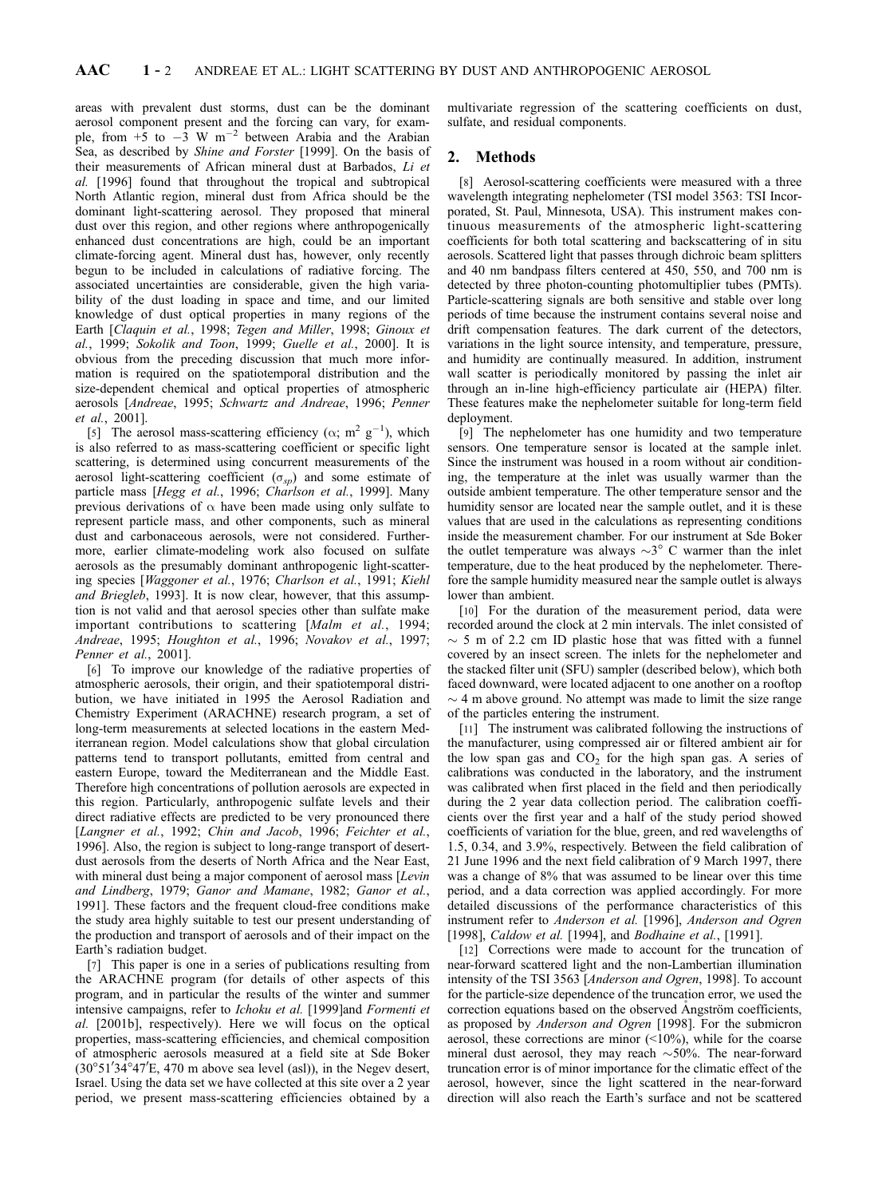areas with prevalent dust storms, dust can be the dominant aerosol component present and the forcing can vary, for example, from +5 to −3 W m$^{-2}$ between Arabia and the Arabian Sea, as described by *Shine and Forster* [1999]. On the basis of their measurements of African mineral dust at Barbados, *Li et al.* [1996] found that throughout the tropical and subtropical North Atlantic region, mineral dust from Africa should be the dominant light-scattering aerosol. They proposed that mineral dust over this region, and other regions where anthropogenically enhanced dust concentrations are high, could be an important climate-forcing agent. Mineral dust has, however, only recently begun to be included in calculations of radiative forcing. The associated uncertainties are considerable, given the high variability of the dust loading in space and time, and our limited knowledge of dust optical properties in many regions of the Earth [*Claquin et al.*, 1998; *Tegen and Miller*, 1998; *Ginoux et al.*, 1999; *Sokolik and Toon*, 1999; *Guelle et al.*, 2000]. It is obvious from the preceding discussion that much more information is required on the spatiotemporal distribution and the size-dependent chemical and optical properties of atmospheric aerosols [*Andreae*, 1995; *Schwartz and Andreae*, 1996; *Penner et al.*, 2001].

[5] The aerosol mass-scattering efficiency ($\alpha$; m$^2$ g$^{-1}$), which is also referred to as mass-scattering coefficient or specific light scattering, is determined using concurrent measurements of the aerosol light-scattering coefficient ($\sigma_{sp}$) and some estimate of particle mass [*Hegg et al.*, 1996; *Charlson et al.*, 1999]. Many previous derivations of $\alpha$ have been made using only sulfate to represent particle mass, and other components, such as mineral dust and carbonaceous aerosols, were not considered. Furthermore, earlier climate-modeling work also focused on sulfate aerosols as the presumably dominant anthropogenic light-scattering species [*Waggoner et al.*, 1976; *Charlson et al.*, 1991; *Kiehl and Briegleb*, 1993]. It is now clear, however, that this assumption is not valid and that aerosol species other than sulfate make important contributions to scattering [*Malm et al.*, 1994; *Andreae*, 1995; *Houghton et al.*, 1996; *Novakov et al.*, 1997; *Penner et al.*, 2001].

[6] To improve our knowledge of the radiative properties of atmospheric aerosols, their origin, and their spatiotemporal distribution, we have initiated in 1995 the Aerosol Radiation and Chemistry Experiment (ARACHNE) research program, a set of long-term measurements at selected locations in the eastern Mediterranean region. Model calculations show that global circulation patterns tend to transport pollutants, emitted from central and eastern Europe, toward the Mediterranean and the Middle East. Therefore high concentrations of pollution aerosols are expected in this region. Particularly, anthropogenic sulfate levels and their direct radiative effects are predicted to be very pronounced there [*Langner et al.*, 1992; *Chin and Jacob*, 1996; *Feichter et al.*, 1996]. Also, the region is subject to long-range transport of desert-dust aerosols from the deserts of North Africa and the Near East, with mineral dust being a major component of aerosol mass [*Levin and Lindberg*, 1979; *Ganor and Mamane*, 1982; *Ganor et al.*, 1991]. These factors and the frequent cloud-free conditions make the study area highly suitable to test our present understanding of the production and transport of aerosols and of their impact on the Earth's radiation budget.

[7] This paper is one in a series of publications resulting from the ARACHNE program (for details of other aspects of this program, and in particular the results of the winter and summer intensive campaigns, refer to *Ichoku et al.* [1999]and *Formenti et al.* [2001b], respectively). Here we will focus on the optical properties, mass-scattering efficiencies, and chemical composition of atmospheric aerosols measured at a field site at Sde Boker (30°51′34°47′E, 470 m above sea level (asl)), in the Negev desert, Israel. Using the data set we have collected at this site over a 2 year period, we present mass-scattering efficiencies obtained by a multivariate regression of the scattering coefficients on dust, sulfate, and residual components.

## 2. Methods

[8] Aerosol-scattering coefficients were measured with a three wavelength integrating nephelometer (TSI model 3563: TSI Incorporated, St. Paul, Minnesota, USA). This instrument makes continuous measurements of the atmospheric light-scattering coefficients for both total scattering and backscattering of in situ aerosols. Scattered light that passes through dichroic beam splitters and 40 nm bandpass filters centered at 450, 550, and 700 nm is detected by three photon-counting photomultiplier tubes (PMTs). Particle-scattering signals are both sensitive and stable over long periods of time because the instrument contains several noise and drift compensation features. The dark current of the detectors, variations in the light source intensity, and temperature, pressure, and humidity are continually measured. In addition, instrument wall scatter is periodically monitored by passing the inlet air through an in-line high-efficiency particulate air (HEPA) filter. These features make the nephelometer suitable for long-term field deployment.

[9] The nephelometer has one humidity and two temperature sensors. One temperature sensor is located at the sample inlet. Since the instrument was housed in a room without air conditioning, the temperature at the inlet was usually warmer than the outside ambient temperature. The other temperature sensor and the humidity sensor are located near the sample outlet, and it is these values that are used in the calculations as representing conditions inside the measurement chamber. For our instrument at Sde Boker the outlet temperature was always ∼3° C warmer than the inlet temperature, due to the heat produced by the nephelometer. Therefore the sample humidity measured near the sample outlet is always lower than ambient.

[10] For the duration of the measurement period, data were recorded around the clock at 2 min intervals. The inlet consisted of ∼ 5 m of 2.2 cm ID plastic hose that was fitted with a funnel covered by an insect screen. The inlets for the nephelometer and the stacked filter unit (SFU) sampler (described below), which both faced downward, were located adjacent to one another on a rooftop ∼ 4 m above ground. No attempt was made to limit the size range of the particles entering the instrument.

[11] The instrument was calibrated following the instructions of the manufacturer, using compressed air or filtered ambient air for the low span gas and $CO_2$ for the high span gas. A series of calibrations was conducted in the laboratory, and the instrument was calibrated when first placed in the field and then periodically during the 2 year data collection period. The calibration coefficients over the first year and a half of the study period showed coefficients of variation for the blue, green, and red wavelengths of 1.5, 0.34, and 3.9%, respectively. Between the field calibration of 21 June 1996 and the next field calibration of 9 March 1997, there was a change of 8% that was assumed to be linear over this time period, and a data correction was applied accordingly. For more detailed discussions of the performance characteristics of this instrument refer to *Anderson et al.* [1996], *Anderson and Ogren* [1998], *Caldow et al.* [1994], and *Bodhaine et al.*, [1991].

[12] Corrections were made to account for the truncation of near-forward scattered light and the non-Lambertian illumination intensity of the TSI 3563 [*Anderson and Ogren*, 1998]. To account for the particle-size dependence of the truncation error, we used the correction equations based on the observed Ångström coefficients, as proposed by *Anderson and Ogren* [1998]. For the submicron aerosol, these corrections are minor (<10%), while for the coarse mineral dust aerosol, they may reach ∼50%. The near-forward truncation error is of minor importance for the climatic effect of the aerosol, however, since the light scattered in the near-forward direction will also reach the Earth's surface and not be scattered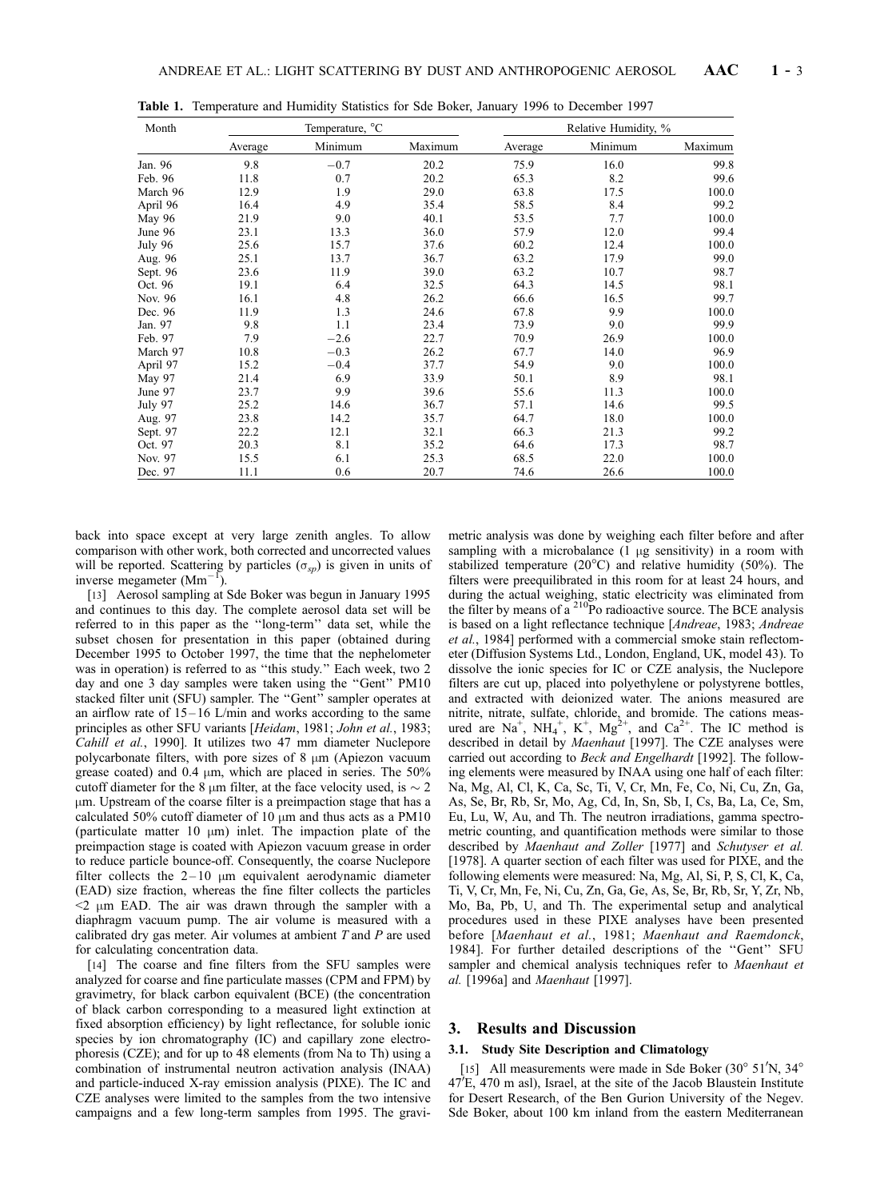**Table 1.** Temperature and Humidity Statistics for Sde Boker, January 1996 to December 1997

| Month | Temperature, °C | | | Relative Humidity, % | | |
|---|---|---|---|---|---|---|
| | Average | Minimum | Maximum | Average | Minimum | Maximum |
| Jan. 96 | 9.8 | −0.7 | 20.2 | 75.9 | 16.0 | 99.8 |
| Feb. 96 | 11.8 | 0.7 | 20.2 | 65.3 | 8.2 | 99.6 |
| March 96 | 12.9 | 1.9 | 29.0 | 63.8 | 17.5 | 100.0 |
| April 96 | 16.4 | 4.9 | 35.4 | 58.5 | 8.4 | 99.2 |
| May 96 | 21.9 | 9.0 | 40.1 | 53.5 | 7.7 | 100.0 |
| June 96 | 23.1 | 13.3 | 36.0 | 57.9 | 12.0 | 99.4 |
| July 96 | 25.6 | 15.7 | 37.6 | 60.2 | 12.4 | 100.0 |
| Aug. 96 | 25.1 | 13.7 | 36.7 | 63.2 | 17.9 | 99.0 |
| Sept. 96 | 23.6 | 11.9 | 39.0 | 63.2 | 10.7 | 98.7 |
| Oct. 96 | 19.1 | 6.4 | 32.5 | 64.3 | 14.5 | 98.1 |
| Nov. 96 | 16.1 | 4.8 | 26.2 | 66.6 | 16.5 | 99.7 |
| Dec. 96 | 11.9 | 1.3 | 24.6 | 67.8 | 9.9 | 100.0 |
| Jan. 97 | 9.8 | 1.1 | 23.4 | 73.9 | 9.0 | 99.9 |
| Feb. 97 | 7.9 | −2.6 | 22.7 | 70.9 | 26.9 | 100.0 |
| March 97 | 10.8 | −0.3 | 26.2 | 67.7 | 14.0 | 96.9 |
| April 97 | 15.2 | −0.4 | 37.7 | 54.9 | 9.0 | 100.0 |
| May 97 | 21.4 | 6.9 | 33.9 | 50.1 | 8.9 | 98.1 |
| June 97 | 23.7 | 9.9 | 39.6 | 55.6 | 11.3 | 100.0 |
| July 97 | 25.2 | 14.6 | 36.7 | 57.1 | 14.6 | 99.5 |
| Aug. 97 | 23.8 | 14.2 | 35.7 | 64.7 | 18.0 | 100.0 |
| Sept. 97 | 22.2 | 12.1 | 32.1 | 66.3 | 21.3 | 99.2 |
| Oct. 97 | 20.3 | 8.1 | 35.2 | 64.6 | 17.3 | 98.7 |
| Nov. 97 | 15.5 | 6.1 | 25.3 | 68.5 | 22.0 | 100.0 |
| Dec. 97 | 11.1 | 0.6 | 20.7 | 74.6 | 26.6 | 100.0 |

back into space except at very large zenith angles. To allow comparison with other work, both corrected and uncorrected values will be reported. Scattering by particles ($\sigma_{sp}$) is given in units of inverse megameter ($Mm^{-1}$).

[13] Aerosol sampling at Sde Boker was begun in January 1995 and continues to this day. The complete aerosol data set will be referred to in this paper as the "long-term" data set, while the subset chosen for presentation in this paper (obtained during December 1995 to October 1997, the time that the nephelometer was in operation) is referred to as "this study." Each week, two 2 day and one 3 day samples were taken using the "Gent" PM10 stacked filter unit (SFU) sampler. The "Gent" sampler operates at an airflow rate of 15–16 L/min and works according to the same principles as other SFU variants [*Heidam*, 1981; *John et al.*, 1983; *Cahill et al.*, 1990]. It utilizes two 47 mm diameter Nuclepore polycarbonate filters, with pore sizes of 8 μm (Apiezon vacuum grease coated) and 0.4 μm, which are placed in series. The 50% cutoff diameter for the 8 μm filter, at the face velocity used, is ~ 2 μm. Upstream of the coarse filter is a preimpaction stage that has a calculated 50% cutoff diameter of 10 μm and thus acts as a PM10 (particulate matter 10 μm) inlet. The impaction plate of the preimpaction stage is coated with Apiezon vacuum grease in order to reduce particle bounce-off. Consequently, the coarse Nuclepore filter collects the 2–10 μm equivalent aerodynamic diameter (EAD) size fraction, whereas the fine filter collects the particles <2 μm EAD. The air was drawn through the sampler with a diaphragm vacuum pump. The air volume is measured with a calibrated dry gas meter. Air volumes at ambient $T$ and $P$ are used for calculating concentration data.

[14] The coarse and fine filters from the SFU samples were analyzed for coarse and fine particulate masses (CPM and FPM) by gravimetry, for black carbon equivalent (BCE) (the concentration of black carbon corresponding to a measured light extinction at fixed absorption efficiency) by light reflectance, for soluble ionic species by ion chromatography (IC) and capillary zone electrophoresis (CZE); and for up to 48 elements (from Na to Th) using a combination of instrumental neutron activation analysis (INAA) and particle-induced X-ray emission analysis (PIXE). The IC and CZE analyses were limited to the samples from the two intensive campaigns and a few long-term samples from 1995. The gravimetric analysis was done by weighing each filter before and after sampling with a microbalance (1 μg sensitivity) in a room with stabilized temperature (20°C) and relative humidity (50%). The filters were preequilibrated in this room for at least 24 hours, and during the actual weighing, static electricity was eliminated from the filter by means of a $^{210}Po$ radioactive source. The BCE analysis is based on a light reflectance technique [*Andreae*, 1983; *Andreae et al.*, 1984] performed with a commercial smoke stain reflectometer (Diffusion Systems Ltd., London, England, UK, model 43). To dissolve the ionic species for IC or CZE analysis, the Nuclepore filters are cut up, placed into polyethylene or polystyrene bottles, and extracted with deionized water. The anions measured are nitrite, nitrate, sulfate, chloride, and bromide. The cations measured are $Na^+$, $NH_4^+$, $K^+$, $Mg^{2+}$, and $Ca^{2+}$. The IC method is described in detail by *Maenhaut* [1997]. The CZE analyses were carried out according to *Beck and Engelhardt* [1992]. The following elements were measured by INAA using one half of each filter: Na, Mg, Al, Cl, K, Ca, Sc, Ti, V, Cr, Mn, Fe, Co, Ni, Cu, Zn, Ga, As, Se, Br, Rb, Sr, Mo, Ag, Cd, In, Sn, Sb, I, Cs, Ba, La, Ce, Sm, Eu, Lu, W, Au, and Th. The neutron irradiations, gamma spectrometric counting, and quantification methods were similar to those described by *Maenhaut and Zoller* [1977] and *Schutyser et al.* [1978]. A quarter section of each filter was used for PIXE, and the following elements were measured: Na, Mg, Al, Si, P, S, Cl, K, Ca, Ti, V, Cr, Mn, Fe, Ni, Cu, Zn, Ga, Ge, As, Se, Br, Rb, Sr, Y, Zr, Nb, Mo, Ba, Pb, U, and Th. The experimental setup and analytical procedures used in these PIXE analyses have been presented before [*Maenhaut et al.*, 1981; *Maenhaut and Raemdonck*, 1984]. For further detailed descriptions of the "Gent" SFU sampler and chemical analysis techniques refer to *Maenhaut et al.* [1996a] and *Maenhaut* [1997].

## 3. Results and Discussion

### 3.1. Study Site Description and Climatology

[15] All measurements were made in Sde Boker (30° 51′N, 34° 47′E, 470 m asl), Israel, at the site of the Jacob Blaustein Institute for Desert Research, of the Ben Gurion University of the Negev. Sde Boker, about 100 km inland from the eastern Mediterranean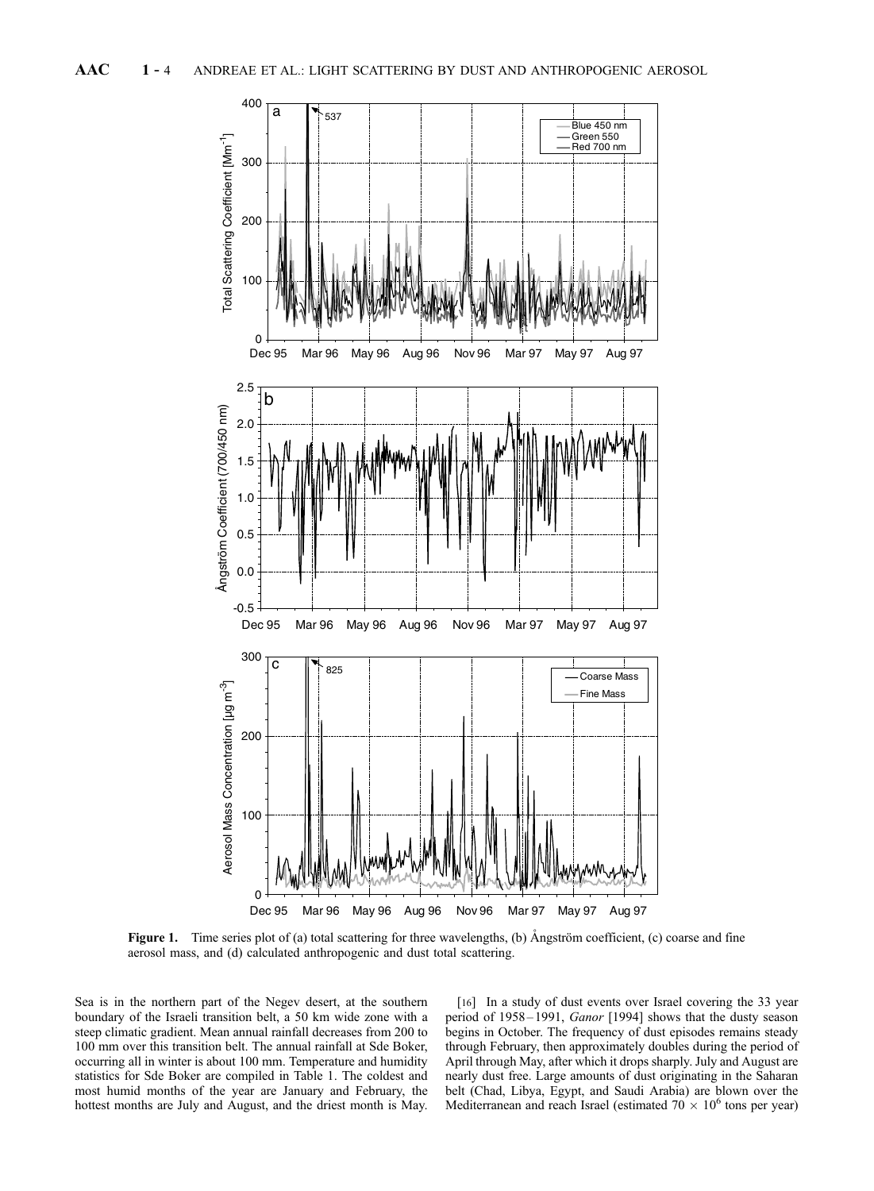**Figure 1.** Time series plot of (a) total scattering for three wavelengths, (b) Ångström coefficient, (c) coarse and fine aerosol mass, and (d) calculated anthropogenic and dust total scattering.

Sea is in the northern part of the Negev desert, at the southern boundary of the Israeli transition belt, a 50 km wide zone with a steep climatic gradient. Mean annual rainfall decreases from 200 to 100 mm over this transition belt. The annual rainfall at Sde Boker, occurring all in winter is about 100 mm. Temperature and humidity statistics for Sde Boker are compiled in Table 1. The coldest and most humid months of the year are January and February, the hottest months are July and August, and the driest month is May.

[16] In a study of dust events over Israel covering the 33 year period of 1958–1991, *Ganor* [1994] shows that the dusty season begins in October. The frequency of dust episodes remains steady through February, then approximately doubles during the period of April through May, after which it drops sharply. July and August are nearly dust free. Large amounts of dust originating in the Saharan belt (Chad, Libya, Egypt, and Saudi Arabia) are blown over the Mediterranean and reach Israel (estimated $70 \times 10^6$ tons per year)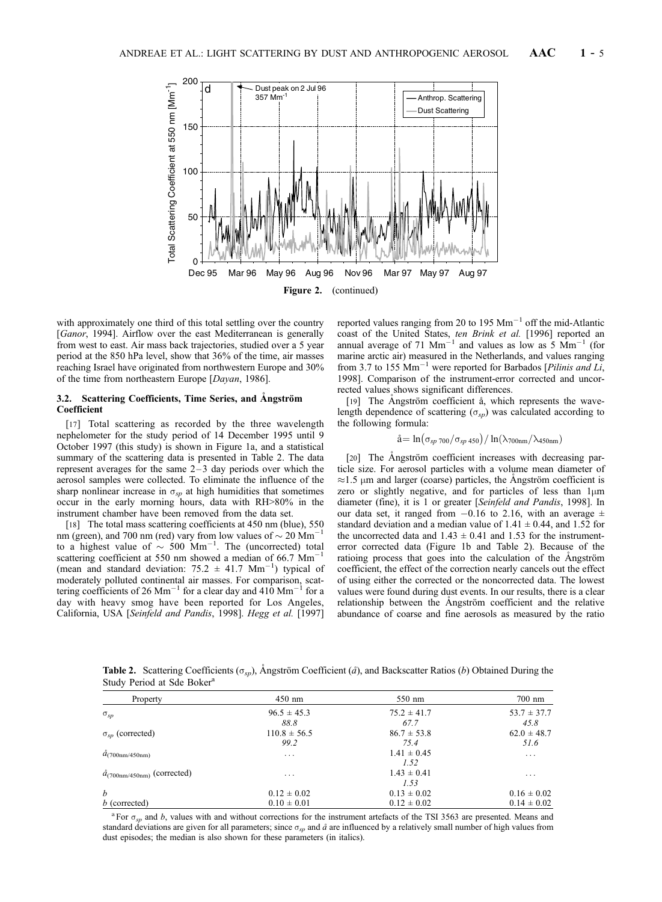**Figure 2.** (continued)

with approximately one third of this total settling over the country [*Ganor*, 1994]. Airflow over the east Mediterranean is generally from west to east. Air mass back trajectories, studied over a 5 year period at the 850 hPa level, show that 36% of the time, air masses reaching Israel have originated from northwestern Europe and 30% of the time from northeastern Europe [*Dayan*, 1986].

### 3.2. Scattering Coefficients, Time Series, and Ångström Coefficient

[17] Total scattering as recorded by the three wavelength nephelometer for the study period of 14 December 1995 until 9 October 1997 (this study) is shown in Figure 1a, and a statistical summary of the scattering data is presented in Table 2. The data represent averages for the same 2–3 day periods over which the aerosol samples were collected. To eliminate the influence of the sharp nonlinear increase in $\sigma_{sp}$ at high humidities that sometimes occur in the early morning hours, data with RH>80% in the instrument chamber have been removed from the data set.

[18] The total mass scattering coefficients at 450 nm (blue), 550 nm (green), and 700 nm (red) vary from low values of $\sim 20$ Mm$^{-1}$ to a highest value of $\sim 500$ Mm$^{-1}$. The (uncorrected) total scattering coefficient at 550 nm showed a median of 66.7 Mm$^{-1}$ (mean and standard deviation: 75.2 ± 41.7 Mm$^{-1}$) typical of moderately polluted continental air masses. For comparison, scattering coefficients of 26 Mm$^{-1}$ for a clear day and 410 Mm$^{-1}$ for a day with heavy smog have been reported for Los Angeles, California, USA [*Seinfeld and Pandis*, 1998]. *Hegg et al.* [1997] reported values ranging from 20 to 195 Mm$^{-1}$ off the mid-Atlantic coast of the United States, *ten Brink et al.* [1996] reported an annual average of 71 Mm$^{-1}$ and values as low as 5 Mm$^{-1}$ (for marine arctic air) measured in the Netherlands, and values ranging from 3.7 to 155 Mm$^{-1}$ were reported for Barbados [*Pilinis and Li*, 1998]. Comparison of the instrument-error corrected and uncorrected values shows significant differences.

[19] The Ångström coefficient å, which represents the wavelength dependence of scattering ($\sigma_{sp}$) was calculated according to the following formula:

$$å = \ln(\sigma_{sp\,700}/\sigma_{sp\,450}) / \ln(\lambda_{700\text{nm}}/\lambda_{450\text{nm}})$$

[20] The Ångström coefficient increases with decreasing particle size. For aerosol particles with a volume mean diameter of $\approx 1.5$ μm and larger (coarse) particles, the Ångström coefficient is zero or slightly negative, and for particles of less than 1μm diameter (fine), it is 1 or greater [*Seinfeld and Pandis*, 1998]. In our data set, it ranged from −0.16 to 2.16, with an average ± standard deviation and a median value of 1.41 ± 0.44, and 1.52 for the uncorrected data and 1.43 ± 0.41 and 1.53 for the instrument-error corrected data (Figure 1b and Table 2). Because of the ratioing process that goes into the calculation of the Ångström coefficient, the effect of the correction nearly cancels out the effect of using either the corrected or the noncorrected data. The lowest values were found during dust events. In our results, there is a clear relationship between the Ångström coefficient and the relative abundance of coarse and fine aerosols as measured by the ratio

**Table 2.** Scattering Coefficients ($\sigma_{sp}$), Ångström Coefficient (*å*), and Backscatter Ratios (*b*) Obtained During the Study Period at Sde Boker[a]

| Property | 450 nm | 550 nm | 700 nm |
|---|---|---|---|
| $\sigma_{sp}$ | 96.5 ± 45.3 | 75.2 ± 41.7 | 53.7 ± 37.7 |
| | *88.8* | *67.7* | *45.8* |
| $\sigma_{sp}$ (corrected) | 110.8 ± 56.5 | 86.7 ± 53.8 | 62.0 ± 48.7 |
| | *99.2* | *75.4* | *51.6* |
| $å_{(700\text{nm}/450\text{nm})}$ | ... | 1.41 ± 0.45 | ... |
| | | *1.52* | |
| $å_{(700\text{nm}/450\text{nm})}$ (corrected) | ... | 1.43 ± 0.41 | ... |
| | | *1.53* | |
| *b* | 0.12 ± 0.02 | 0.13 ± 0.02 | 0.16 ± 0.02 |
| *b* (corrected) | 0.10 ± 0.01 | 0.12 ± 0.02 | 0.14 ± 0.02 |

[a] For $\sigma_{sp}$ and *b*, values with and without corrections for the instrument artefacts of the TSI 3563 are presented. Means and standard deviations are given for all parameters; since $\sigma_{sp}$ and *å* are influenced by a relatively small number of high values from dust episodes; the median is also shown for these parameters (in italics).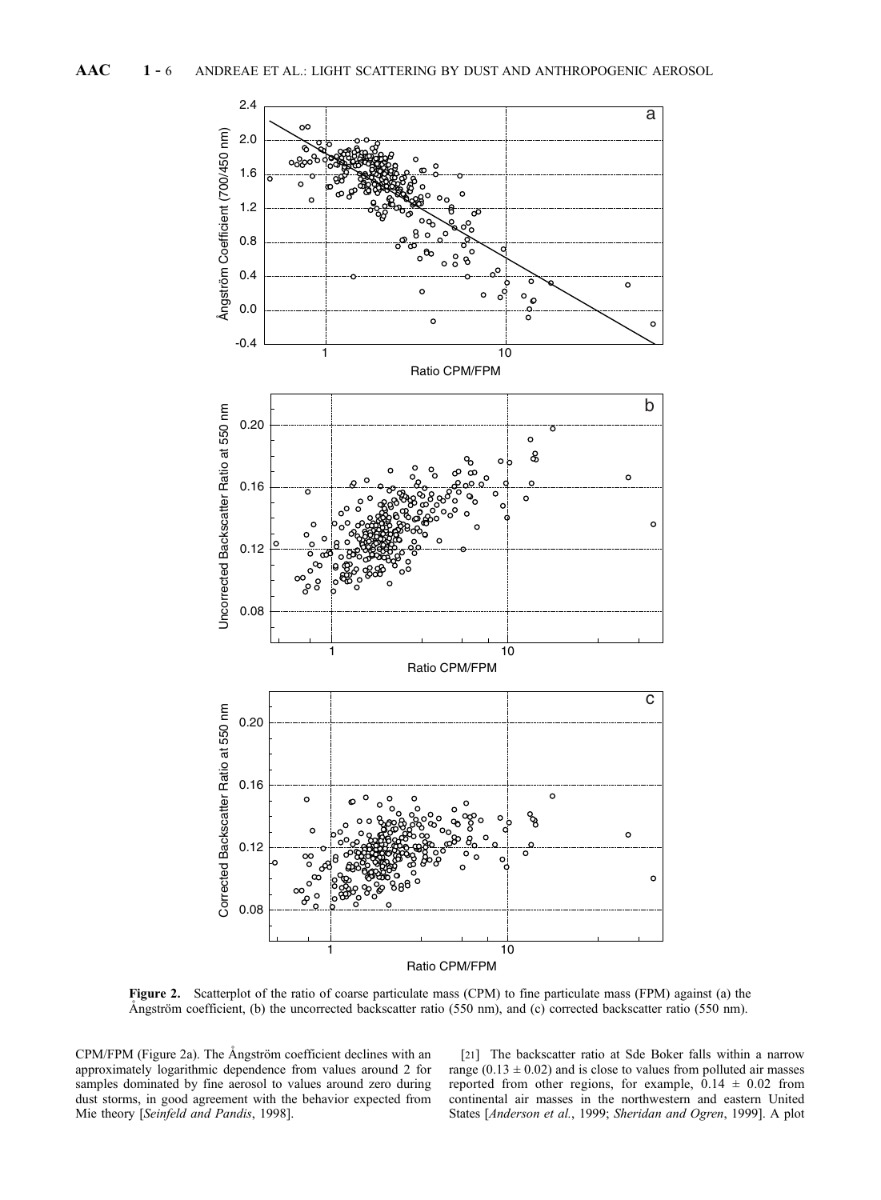**Figure 2.** Scatterplot of the ratio of coarse particulate mass (CPM) to fine particulate mass (FPM) against (a) the Ångström coefficient, (b) the uncorrected backscatter ratio (550 nm), and (c) corrected backscatter ratio (550 nm).

CPM/FPM (Figure 2a). The Ångström coefficient declines with an approximately logarithmic dependence from values around 2 for samples dominated by fine aerosol to values around zero during dust storms, in good agreement with the behavior expected from Mie theory [*Seinfeld and Pandis*, 1998].

[21] The backscatter ratio at Sde Boker falls within a narrow range ($0.13 \pm 0.02$) and is close to values from polluted air masses reported from other regions, for example, $0.14 \pm 0.02$ from continental air masses in the northwestern and eastern United States [*Anderson et al.*, 1999; *Sheridan and Ogren*, 1999]. A plot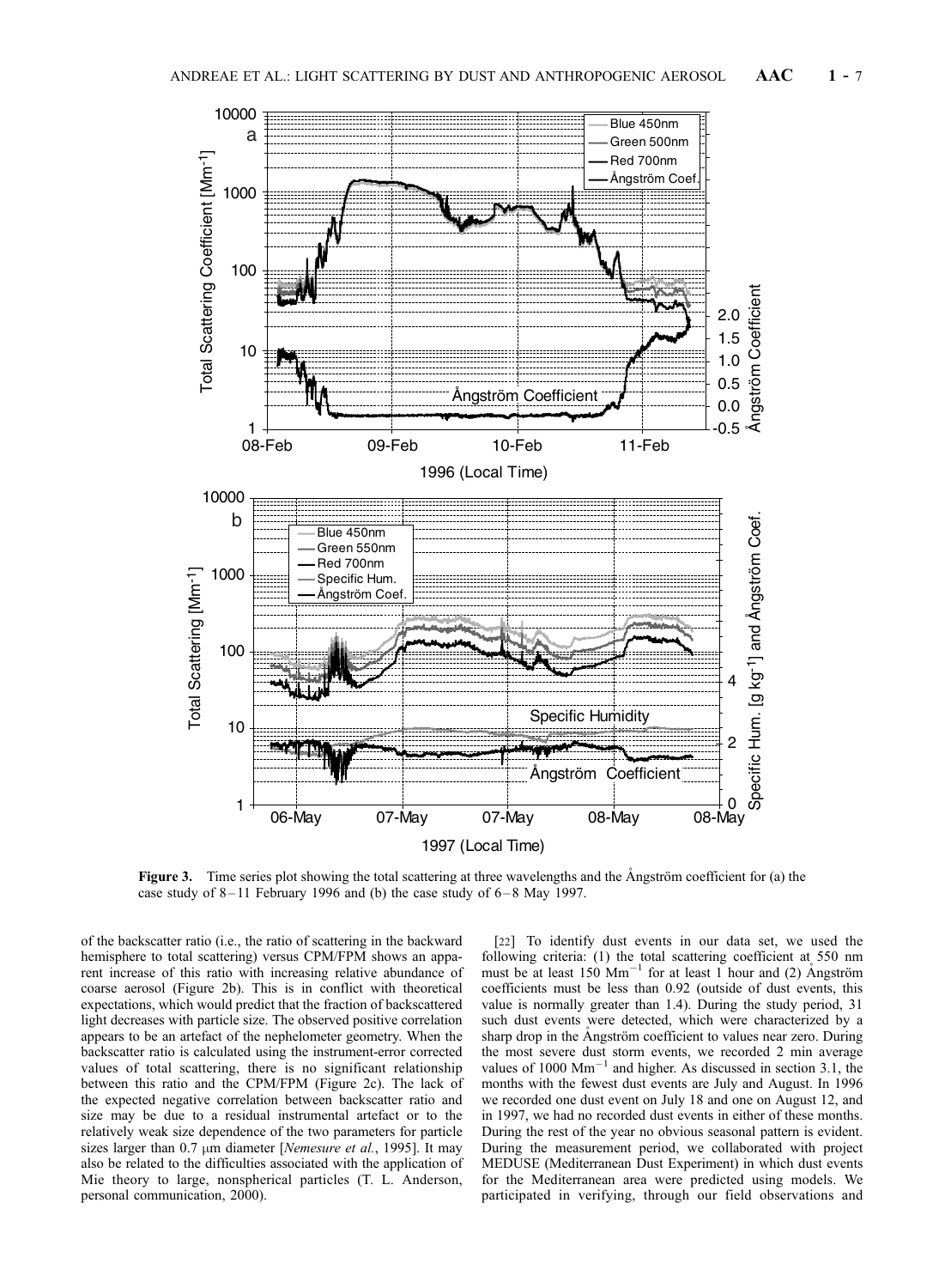**Figure 3.** Time series plot showing the total scattering at three wavelengths and the Ångström coefficient for (a) the case study of 8–11 February 1996 and (b) the case study of 6–8 May 1997.

of the backscatter ratio (i.e., the ratio of scattering in the backward hemisphere to total scattering) versus CPM/FPM shows an apparent increase of this ratio with increasing relative abundance of coarse aerosol (Figure 2b). This is in conflict with theoretical expectations, which would predict that the fraction of backscattered light decreases with particle size. The observed positive correlation appears to be an artefact of the nephelometer geometry. When the backscatter ratio is calculated using the instrument-error corrected values of total scattering, there is no significant relationship between this ratio and the CPM/FPM (Figure 2c). The lack of the expected negative correlation between backscatter ratio and size may be due to a residual instrumental artefact or to the relatively weak size dependence of the two parameters for particle sizes larger than 0.7 μm diameter [*Nemesure et al.*, 1995]. It may also be related to the difficulties associated with the application of Mie theory to large, nonspherical particles (T. L. Anderson, personal communication, 2000).

[22] To identify dust events in our data set, we used the following criteria: (1) the total scattering coefficient at 550 nm must be at least 150 $Mm^{-1}$ for at least 1 hour and (2) Ångström coefficients must be less than 0.92 (outside of dust events, this value is normally greater than 1.4). During the study period, 31 such dust events were detected, which were characterized by a sharp drop in the Ångström coefficient to values near zero. During the most severe dust storm events, we recorded 2 min average values of 1000 $Mm^{-1}$ and higher. As discussed in section 3.1, the months with the fewest dust events are July and August. In 1996 we recorded one dust event on July 18 and one on August 12, and in 1997, we had no recorded dust events in either of these months. During the rest of the year no obvious seasonal pattern is evident. During the measurement period, we collaborated with project MEDUSE (Mediterranean Dust Experiment) in which dust events for the Mediterranean area were predicted using models. We participated in verifying, through our field observations and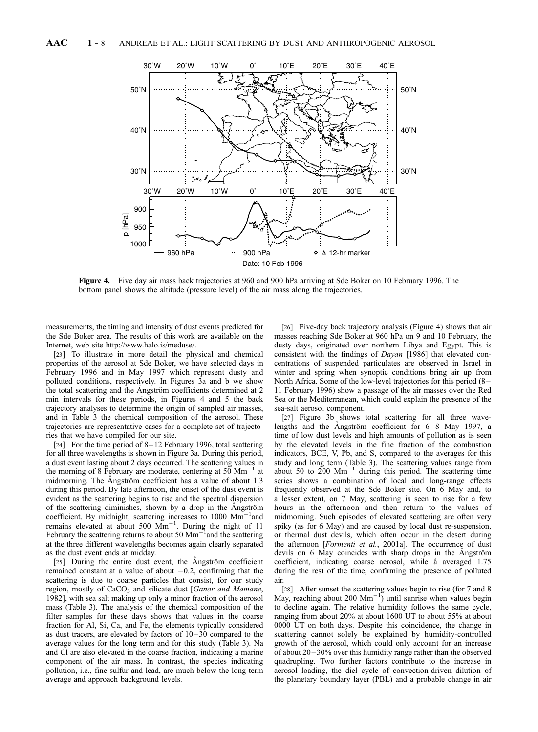**Figure 4.** Five day air mass back trajectories at 960 and 900 hPa arriving at Sde Boker on 10 February 1996. The bottom panel shows the altitude (pressure level) of the air mass along the trajectories.

measurements, the timing and intensity of dust events predicted for the Sde Boker area. The results of this work are available on the Internet, web site http://www.halo.is/meduse/.

[23] To illustrate in more detail the physical and chemical properties of the aerosol at Sde Boker, we have selected days in February 1996 and in May 1997 which represent dusty and polluted conditions, respectively. In Figures 3a and b we show the total scattering and the Ångström coefficients determined at 2 min intervals for these periods, in Figures 4 and 5 the back trajectory analyses to determine the origin of sampled air masses, and in Table 3 the chemical composition of the aerosol. These trajectories are representative cases for a complete set of trajectories that we have compiled for our site.

[24] For the time period of 8–12 February 1996, total scattering for all three wavelengths is shown in Figure 3a. During this period, a dust event lasting about 2 days occurred. The scattering values in the morning of 8 February are moderate, centering at 50 $Mm^{-1}$ at midmorning. The Ångström coefficient has a value of about 1.3 during this period. By late afternoon, the onset of the dust event is evident as the scattering begins to rise and the spectral dispersion of the scattering diminishes, shown by a drop in the Ångström coefficient. By midnight, scattering increases to 1000 $Mm^{-1}$and remains elevated at about 500 $Mm^{-1}$. During the night of 11 February the scattering returns to about 50 $Mm^{-1}$and the scattering at the three different wavelengths becomes again clearly separated as the dust event ends at midday.

[25] During the entire dust event, the Ångström coefficient remained constant at a value of about −0.2, confirming that the scattering is due to coarse particles that consist, for our study region, mostly of $CaCO_3$ and silicate dust [*Ganor and Mamane*, 1982], with sea salt making up only a minor fraction of the aerosol mass (Table 3). The analysis of the chemical composition of the filter samples for these days shows that values in the coarse fraction for Al, Si, Ca, and Fe, the elements typically considered as dust tracers, are elevated by factors of 10–30 compared to the average values for the long term and for this study (Table 3). Na and Cl are also elevated in the coarse fraction, indicating a marine component of the air mass. In contrast, the species indicating pollution, i.e., fine sulfur and lead, are much below the long-term average and approach background levels.

[26] Five-day back trajectory analysis (Figure 4) shows that air masses reaching Sde Boker at 960 hPa on 9 and 10 February, the dusty days, originated over northern Libya and Egypt. This is consistent with the findings of *Dayan* [1986] that elevated concentrations of suspended particulates are observed in Israel in winter and spring when synoptic conditions bring air up from North Africa. Some of the low-level trajectories for this period (8–11 February 1996) show a passage of the air masses over the Red Sea or the Mediterranean, which could explain the presence of the sea-salt aerosol component.

[27] Figure 3b shows total scattering for all three wavelengths and the Ångström coefficient for 6–8 May 1997, a time of low dust levels and high amounts of pollution as is seen by the elevated levels in the fine fraction of the combustion indicators, BCE, V, Pb, and S, compared to the averages for this study and long term (Table 3). The scattering values range from about 50 to 200 $Mm^{-1}$ during this period. The scattering time series shows a combination of local and long-range effects frequently observed at the Sde Boker site. On 6 May and, to a lesser extent, on 7 May, scattering is seen to rise for a few hours in the afternoon and then return to the values of midmorning. Such episodes of elevated scattering are often very spiky (as for 6 May) and are caused by local dust re-suspension, or thermal dust devils, which often occur in the desert during the afternoon [*Formenti et al.*, 2001a]. The occurrence of dust devils on 6 May coincides with sharp drops in the Ångström coefficient, indicating coarse aerosol, while å averaged 1.75 during the rest of the time, confirming the presence of polluted air.

[28] After sunset the scattering values begin to rise (for 7 and 8 May, reaching about 200 $Mm^{-1}$) until sunrise when values begin to decline again. The relative humidity follows the same cycle, ranging from about 20% at about 1600 UT to about 55% at about 0000 UT on both days. Despite this coincidence, the change in scattering cannot solely be explained by humidity-controlled growth of the aerosol, which could only account for an increase of about 20–30% over this humidity range rather than the observed quadrupling. Two further factors contribute to the increase in aerosol loading, the diel cycle of convection-driven dilution of the planetary boundary layer (PBL) and a probable change in air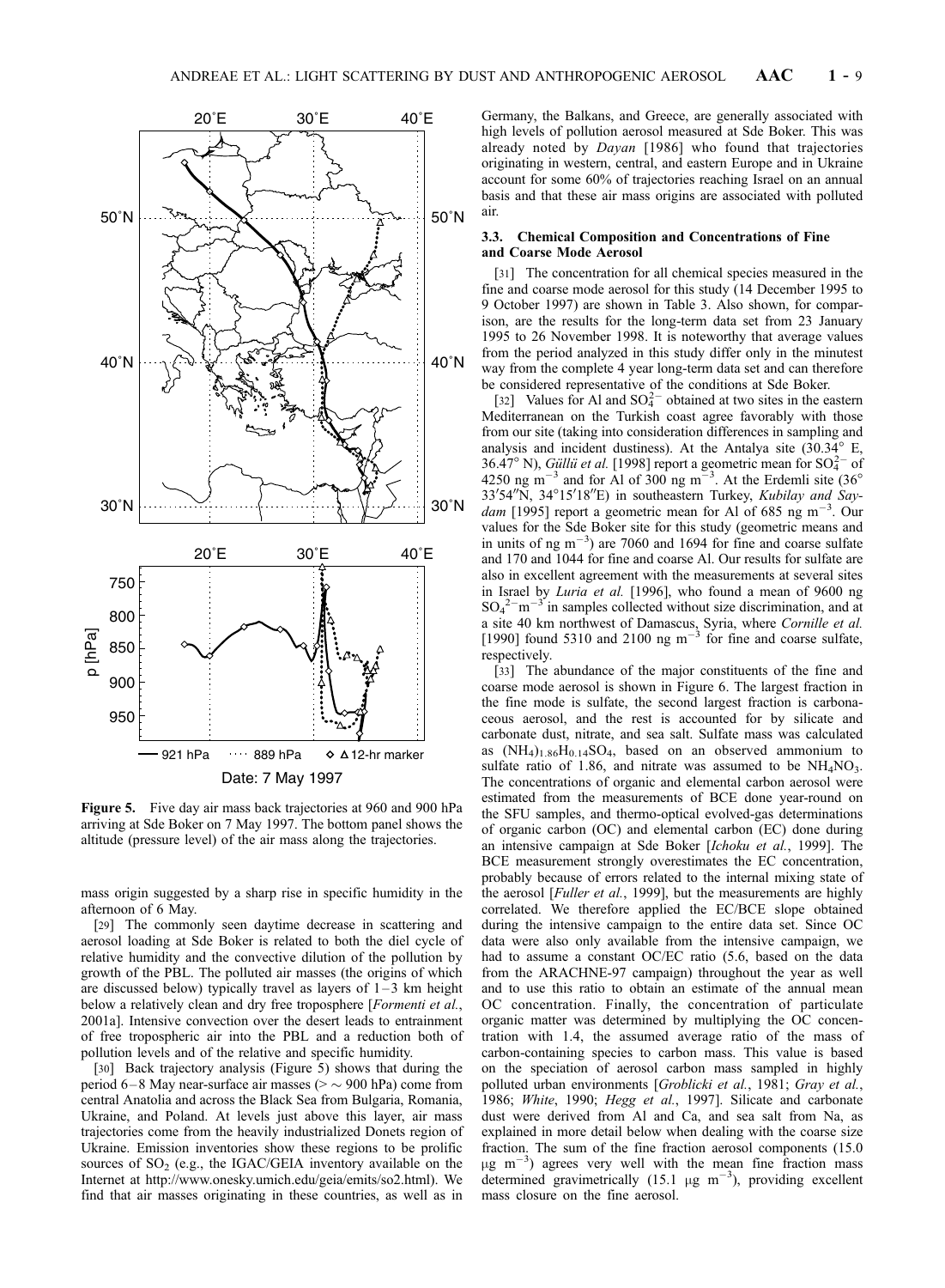Figure 5. Five day air mass back trajectories at 960 and 900 hPa arriving at Sde Boker on 7 May 1997. The bottom panel shows the altitude (pressure level) of the air mass along the trajectories.

mass origin suggested by a sharp rise in specific humidity in the afternoon of 6 May.

[29] The commonly seen daytime decrease in scattering and aerosol loading at Sde Boker is related to both the diel cycle of relative humidity and the convective dilution of the pollution by growth of the PBL. The polluted air masses (the origins of which are discussed below) typically travel as layers of 1–3 km height below a relatively clean and dry free troposphere [*Formenti et al.*, 2001a]. Intensive convection over the desert leads to entrainment of free tropospheric air into the PBL and a reduction both of pollution levels and of the relative and specific humidity.

[30] Back trajectory analysis (Figure 5) shows that during the period 6–8 May near-surface air masses (> ∼ 900 hPa) come from central Anatolia and across the Black Sea from Bulgaria, Romania, Ukraine, and Poland. At levels just above this layer, air mass trajectories come from the heavily industrialized Donets region of Ukraine. Emission inventories show these regions to be prolific sources of $SO_2$ (e.g., the IGAC/GEIA inventory available on the Internet at http://www.onesky.umich.edu/geia/emits/so2.html). We find that air masses originating in these countries, as well as in Germany, the Balkans, and Greece, are generally associated with high levels of pollution aerosol measured at Sde Boker. This was already noted by *Dayan* [1986] who found that trajectories originating in western, central, and eastern Europe and in Ukraine account for some 60% of trajectories reaching Israel on an annual basis and that these air mass origins are associated with polluted air.

### 3.3. Chemical Composition and Concentrations of Fine and Coarse Mode Aerosol

[31] The concentration for all chemical species measured in the fine and coarse mode aerosol for this study (14 December 1995 to 9 October 1997) are shown in Table 3. Also shown, for comparison, are the results for the long-term data set from 23 January 1995 to 26 November 1998. It is noteworthy that average values from the period analyzed in this study differ only in the minutest way from the complete 4 year long-term data set and can therefore be considered representative of the conditions at Sde Boker.

[32] Values for Al and $SO_4^{2-}$ obtained at two sites in the eastern Mediterranean on the Turkish coast agree favorably with those from our site (taking into consideration differences in sampling and analysis and incident dustiness). At the Antalya site (30.34° E, 36.47° N), *Güllü et al.* [1998] report a geometric mean for $SO_4^{2-}$ of 4250 ng m$^{-3}$ and for Al of 300 ng m$^{-3}$. At the Erdemli site (36° 33′54″N, 34°15′18″E) in southeastern Turkey, *Kubilay and Saydam* [1995] report a geometric mean for Al of 685 ng m$^{-3}$. Our values for the Sde Boker site for this study (geometric means and in units of ng m$^{-3}$) are 7060 and 1694 for fine and coarse sulfate and 170 and 1044 for fine and coarse Al. Our results for sulfate are also in excellent agreement with the measurements at several sites in Israel by *Luria et al.* [1996], who found a mean of 9600 ng $SO_4^{2-}$ m$^{-3}$ in samples collected without size discrimination, and at a site 40 km northwest of Damascus, Syria, where *Cornille et al.* [1990] found 5310 and 2100 ng m$^{-3}$ for fine and coarse sulfate, respectively.

[33] The abundance of the major constituents of the fine and coarse mode aerosol is shown in Figure 6. The largest fraction in the fine mode is sulfate, the second largest fraction is carbonaceous aerosol, and the rest is accounted for by silicate and carbonate dust, nitrate, and sea salt. Sulfate mass was calculated as $(NH_4)_{1.86}H_{0.14}SO_4$, based on an observed ammonium to sulfate ratio of 1.86, and nitrate was assumed to be $NH_4NO_3$. The concentrations of organic and elemental carbon aerosol were estimated from the measurements of BCE done year-round on the SFU samples, and thermo-optical evolved-gas determinations of organic carbon (OC) and elemental carbon (EC) done during an intensive campaign at Sde Boker [*Ichoku et al.*, 1999]. The BCE measurement strongly overestimates the EC concentration, probably because of errors related to the internal mixing state of the aerosol [*Fuller et al.*, 1999], but the measurements are highly correlated. We therefore applied the EC/BCE slope obtained during the intensive campaign to the entire data set. Since OC data were also only available from the intensive campaign, we had to assume a constant OC/EC ratio (5.6, based on the data from the ARACHNE-97 campaign) throughout the year as well and to use this ratio to obtain an estimate of the annual mean OC concentration. Finally, the concentration of particulate organic matter was determined by multiplying the OC concentration with 1.4, the assumed average ratio of the mass of carbon-containing species to carbon mass. This value is based on the speciation of aerosol carbon mass sampled in highly polluted urban environments [*Groblicki et al.*, 1981; *Gray et al.*, 1986; *White*, 1990; *Hegg et al.*, 1997]. Silicate and carbonate dust were derived from Al and Ca, and sea salt from Na, as explained in more detail below when dealing with the coarse size fraction. The sum of the fine fraction aerosol components (15.0 μg m$^{-3}$) agrees very well with the mean fine fraction mass determined gravimetrically (15.1 μg m$^{-3}$), providing excellent mass closure on the fine aerosol.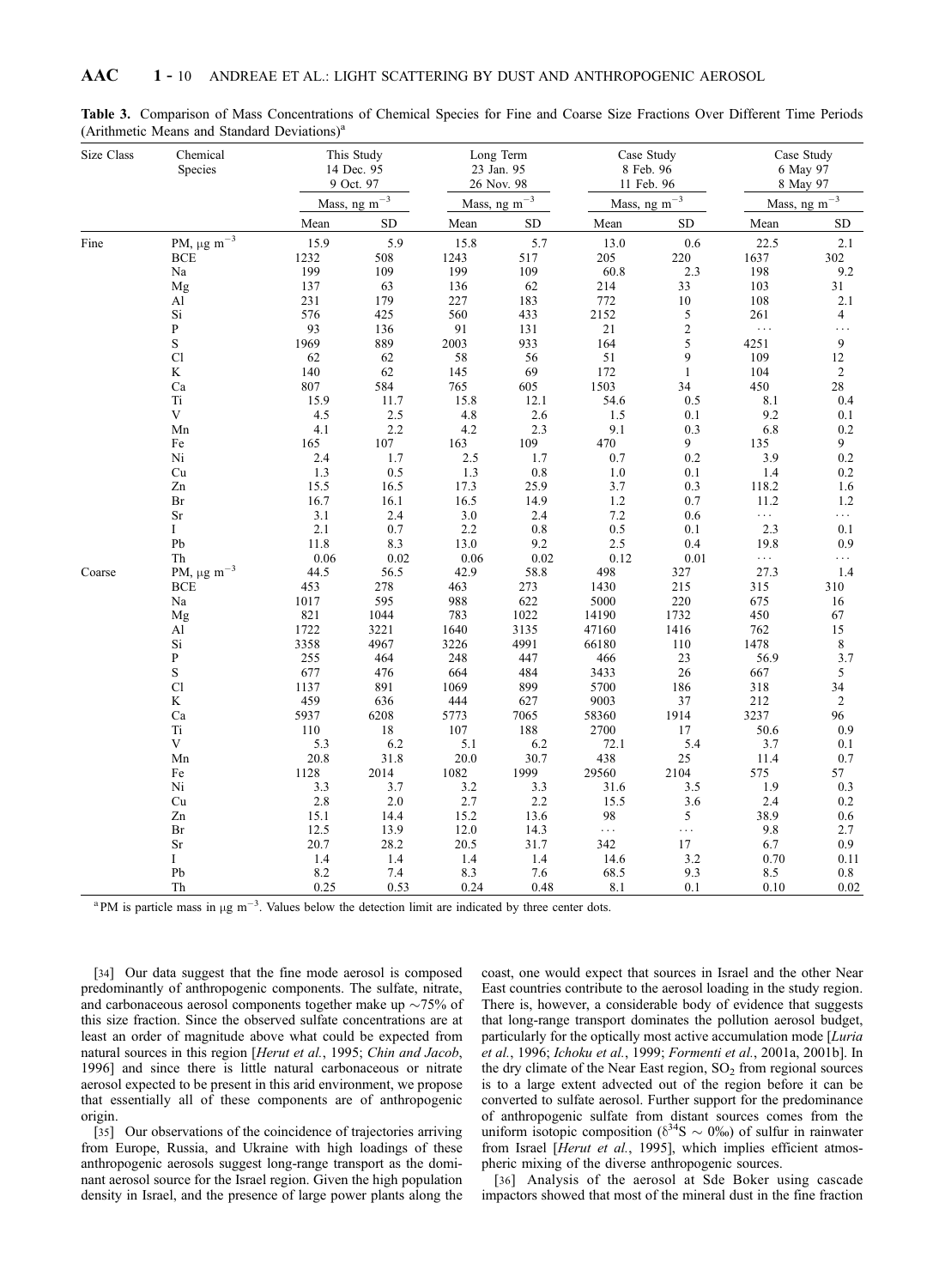**Table 3.** Comparison of Mass Concentrations of Chemical Species for Fine and Coarse Size Fractions Over Different Time Periods (Arithmetic Means and Standard Deviations)[a]

| Size Class | Chemical Species | This Study 14 Dec. 95 9 Oct. 97 | | Long Term 23 Jan. 95 26 Nov. 98 | | Case Study 8 Feb. 96 11 Feb. 96 | | Case Study 6 May 97 8 May 97 | |
|---|---|---|---|---|---|---|---|---|---|
| | | Mass, ng $m^{-3}$ | | Mass, ng $m^{-3}$ | | Mass, ng $m^{-3}$ | | Mass, ng $m^{-3}$ | |
| | | Mean | SD | Mean | SD | Mean | SD | Mean | SD |
| Fine | PM, μg $m^{-3}$ | 15.9 | 5.9 | 15.8 | 5.7 | 13.0 | 0.6 | 22.5 | 2.1 |
| | BCE | 1232 | 508 | 1243 | 517 | 205 | 220 | 1637 | 302 |
| | Na | 199 | 109 | 199 | 109 | 60.8 | 2.3 | 198 | 9.2 |
| | Mg | 137 | 63 | 136 | 62 | 214 | 33 | 103 | 31 |
| | Al | 231 | 179 | 227 | 183 | 772 | 10 | 108 | 2.1 |
| | Si | 576 | 425 | 560 | 433 | 2152 | 5 | 261 | 4 |
| | P | 93 | 136 | 91 | 131 | 21 | 2 | ... | ... |
| | S | 1969 | 889 | 2003 | 933 | 164 | 5 | 4251 | 9 |
| | Cl | 62 | 62 | 58 | 56 | 51 | 9 | 109 | 12 |
| | K | 140 | 62 | 145 | 69 | 172 | 1 | 104 | 2 |
| | Ca | 807 | 584 | 765 | 605 | 1503 | 34 | 450 | 28 |
| | Ti | 15.9 | 11.7 | 15.8 | 12.1 | 54.6 | 0.5 | 8.1 | 0.4 |
| | V | 4.5 | 2.5 | 4.8 | 2.6 | 1.5 | 0.1 | 9.2 | 0.1 |
| | Mn | 4.1 | 2.2 | 4.2 | 2.3 | 9.1 | 0.3 | 6.8 | 0.2 |
| | Fe | 165 | 107 | 163 | 109 | 470 | 9 | 135 | 9 |
| | Ni | 2.4 | 1.7 | 2.5 | 1.7 | 0.7 | 0.2 | 3.9 | 0.2 |
| | Cu | 1.3 | 0.5 | 1.3 | 0.8 | 1.0 | 0.1 | 1.4 | 0.2 |
| | Zn | 15.5 | 16.5 | 17.3 | 25.9 | 3.7 | 0.3 | 118.2 | 1.6 |
| | Br | 16.7 | 16.1 | 16.5 | 14.9 | 1.2 | 0.7 | 11.2 | 1.2 |
| | Sr | 3.1 | 2.4 | 3.0 | 2.4 | 7.2 | 0.6 | ... | ... |
| | I | 2.1 | 0.7 | 2.2 | 0.8 | 0.5 | 0.1 | 2.3 | 0.1 |
| | Pb | 11.8 | 8.3 | 13.0 | 9.2 | 2.5 | 0.4 | 19.8 | 0.9 |
| | Th | 0.06 | 0.02 | 0.06 | 0.02 | 0.12 | 0.01 | ... | ... |
| Coarse | PM, μg $m^{-3}$ | 44.5 | 56.5 | 42.9 | 58.8 | 498 | 327 | 27.3 | 1.4 |
| | BCE | 453 | 278 | 463 | 273 | 1430 | 215 | 315 | 310 |
| | Na | 1017 | 595 | 988 | 622 | 5000 | 220 | 675 | 16 |
| | Mg | 821 | 1044 | 783 | 1022 | 14190 | 1732 | 450 | 67 |
| | Al | 1722 | 3221 | 1640 | 3135 | 47160 | 1416 | 762 | 15 |
| | Si | 3358 | 4967 | 3226 | 4991 | 66180 | 110 | 1478 | 8 |
| | P | 255 | 464 | 248 | 447 | 466 | 23 | 56.9 | 3.7 |
| | S | 677 | 476 | 664 | 484 | 3433 | 26 | 667 | 5 |
| | Cl | 1137 | 891 | 1069 | 899 | 5700 | 186 | 318 | 34 |
| | K | 459 | 636 | 444 | 627 | 9003 | 37 | 212 | 2 |
| | Ca | 5937 | 6208 | 5773 | 7065 | 58360 | 1914 | 3237 | 96 |
| | Ti | 110 | 18 | 107 | 188 | 2700 | 17 | 50.6 | 0.9 |
| | V | 5.3 | 6.2 | 5.1 | 6.2 | 72.1 | 5.4 | 3.7 | 0.1 |
| | Mn | 20.8 | 31.8 | 20.0 | 30.7 | 438 | 25 | 11.4 | 0.7 |
| | Fe | 1128 | 2014 | 1082 | 1999 | 29560 | 2104 | 575 | 57 |
| | Ni | 3.3 | 3.7 | 3.2 | 3.3 | 31.6 | 3.5 | 1.9 | 0.3 |
| | Cu | 2.8 | 2.0 | 2.7 | 2.2 | 15.5 | 3.6 | 2.4 | 0.2 |
| | Zn | 15.1 | 14.4 | 15.2 | 13.6 | 98 | 5 | 38.9 | 0.6 |
| | Br | 12.5 | 13.9 | 12.0 | 14.3 | ... | ... | 9.8 | 2.7 |
| | Sr | 20.7 | 28.2 | 20.5 | 31.7 | 342 | 17 | 6.7 | 0.9 |
| | I | 1.4 | 1.4 | 1.4 | 1.4 | 14.6 | 3.2 | 0.70 | 0.11 |
| | Pb | 8.2 | 7.4 | 8.3 | 7.6 | 68.5 | 9.3 | 8.5 | 0.8 |
| | Th | 0.25 | 0.53 | 0.24 | 0.48 | 8.1 | 0.1 | 0.10 | 0.02 |

[a] PM is particle mass in μg $m^{-3}$. Values below the detection limit are indicated by three center dots.

[34] Our data suggest that the fine mode aerosol is composed predominantly of anthropogenic components. The sulfate, nitrate, and carbonaceous aerosol components together make up ~75% of this size fraction. Since the observed sulfate concentrations are at least an order of magnitude above what could be expected from natural sources in this region [*Herut et al.*, 1995; *Chin and Jacob*, 1996] and since there is little natural carbonaceous or nitrate aerosol expected to be present in this arid environment, we propose that essentially all of these components are of anthropogenic origin.

[35] Our observations of the coincidence of trajectories arriving from Europe, Russia, and Ukraine with high loadings of these anthropogenic aerosols suggest long-range transport as the dominant aerosol source for the Israel region. Given the high population density in Israel, and the presence of large power plants along the coast, one would expect that sources in Israel and the other Near East countries contribute to the aerosol loading in the study region. There is, however, a considerable body of evidence that suggests that long-range transport dominates the pollution aerosol budget, particularly for the optically most active accumulation mode [*Luria et al.*, 1996; *Ichoku et al.*, 1999; *Formenti et al.*, 2001a, 2001b]. In the dry climate of the Near East region, $SO_2$ from regional sources is to a large extent advected out of the region before it can be converted to sulfate aerosol. Further support for the predominance of anthropogenic sulfate from distant sources comes from the uniform isotopic composition ($\delta^{34}S \sim 0‰$) of sulfur in rainwater from Israel [*Herut et al.*, 1995], which implies efficient atmospheric mixing of the diverse anthropogenic sources.

[36] Analysis of the aerosol at Sde Boker using cascade impactors showed that most of the mineral dust in the fine fraction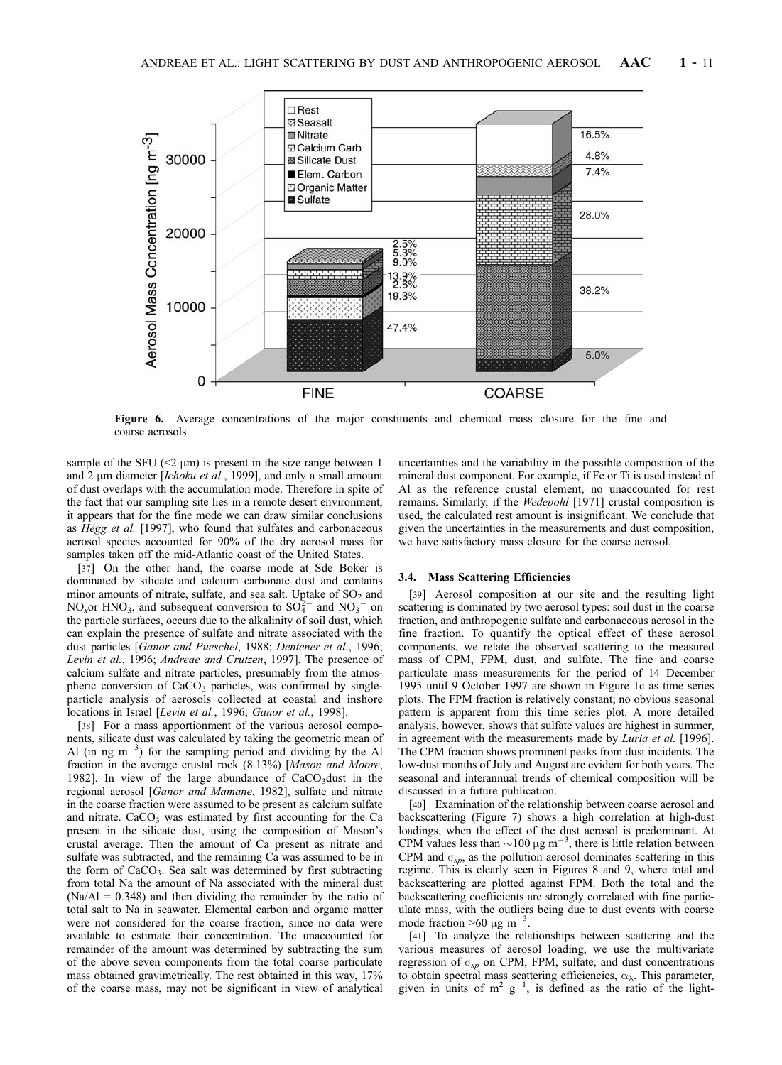Figure 6. Average concentrations of the major constituents and chemical mass closure for the fine and coarse aerosols.

sample of the SFU (<2 μm) is present in the size range between 1 and 2 μm diameter [*Ichoku et al.*, 1999], and only a small amount of dust overlaps with the accumulation mode. Therefore in spite of the fact that our sampling site lies in a remote desert environment, it appears that for the fine mode we can draw similar conclusions as *Hegg et al.* [1997], who found that sulfates and carbonaceous aerosol species accounted for 90% of the dry aerosol mass for samples taken off the mid-Atlantic coast of the United States.

[37] On the other hand, the coarse mode at Sde Boker is dominated by silicate and calcium carbonate dust and contains minor amounts of nitrate, sulfate, and sea salt. Uptake of $SO_2$ and $NO_x$or $HNO_3$, and subsequent conversion to $SO_4^{2-}$ and $NO_3^-$ on the particle surfaces, occurs due to the alkalinity of soil dust, which can explain the presence of sulfate and nitrate associated with the dust particles [*Ganor and Pueschel*, 1988; *Dentener et al.*, 1996; *Levin et al.*, 1996; *Andreae and Crutzen*, 1997]. The presence of calcium sulfate and nitrate particles, presumably from the atmospheric conversion of $CaCO_3$ particles, was confirmed by single-particle analysis of aerosols collected at coastal and inshore locations in Israel [*Levin et al.*, 1996; *Ganor et al.*, 1998].

[38] For a mass apportionment of the various aerosol components, silicate dust was calculated by taking the geometric mean of Al (in ng $m^{-3}$) for the sampling period and dividing by the Al fraction in the average crustal rock (8.13%) [*Mason and Moore*, 1982]. In view of the large abundance of $CaCO_3$dust in the regional aerosol [*Ganor and Mamane*, 1982], sulfate and nitrate in the coarse fraction were assumed to be present as calcium sulfate and nitrate. $CaCO_3$ was estimated by first accounting for the Ca present in the silicate dust, using the composition of Mason's crustal average. Then the amount of Ca present as nitrate and sulfate was subtracted, and the remaining Ca was assumed to be in the form of $CaCO_3$. Sea salt was determined by first subtracting from total Na the amount of Na associated with the mineral dust (Na/Al = 0.348) and then dividing the remainder by the ratio of total salt to Na in seawater. Elemental carbon and organic matter were not considered for the coarse fraction, since no data were available to estimate their concentration. The unaccounted for remainder of the amount was determined by subtracting the sum of the above seven components from the total coarse particulate mass obtained gravimetrically. The rest obtained in this way, 17% of the coarse mass, may not be significant in view of analytical uncertainties and the variability in the possible composition of the mineral dust component. For example, if Fe or Ti is used instead of Al as the reference crustal element, no unaccounted for rest remains. Similarly, if the *Wedepohl* [1971] crustal composition is used, the calculated rest amount is insignificant. We conclude that given the uncertainties in the measurements and dust composition, we have satisfactory mass closure for the coarse aerosol.

### 3.4. Mass Scattering Efficiencies

[39] Aerosol composition at our site and the resulting light scattering is dominated by two aerosol types: soil dust in the coarse fraction, and anthropogenic sulfate and carbonaceous aerosol in the fine fraction. To quantify the optical effect of these aerosol components, we relate the observed scattering to the measured mass of CPM, FPM, dust, and sulfate. The fine and coarse particulate mass measurements for the period of 14 December 1995 until 9 October 1997 are shown in Figure 1c as time series plots. The FPM fraction is relatively constant; no obvious seasonal pattern is apparent from this time series plot. A more detailed analysis, however, shows that sulfate values are highest in summer, in agreement with the measurements made by *Luria et al.* [1996]. The CPM fraction shows prominent peaks from dust incidents. The low-dust months of July and August are evident for both years. The seasonal and interannual trends of chemical composition will be discussed in a future publication.

[40] Examination of the relationship between coarse aerosol and backscattering (Figure 7) shows a high correlation at high-dust loadings, when the effect of the dust aerosol is predominant. At CPM values less than ~100 μg $m^{-3}$, there is little relation between CPM and $\sigma_{sp}$, as the pollution aerosol dominates scattering in this regime. This is clearly seen in Figures 8 and 9, where total and backscattering are plotted against FPM. Both the total and the backscattering coefficients are strongly correlated with fine particulate mass, with the outliers being due to dust events with coarse mode fraction >60 μg $m^{-3}$.

[41] To analyze the relationships between scattering and the various measures of aerosol loading, we use the multivariate regression of $\sigma_{sp}$ on CPM, FPM, sulfate, and dust concentrations to obtain spectral mass scattering efficiencies, $\alpha_\lambda$. This parameter, given in units of $m^2$ $g^{-1}$, is defined as the ratio of the light-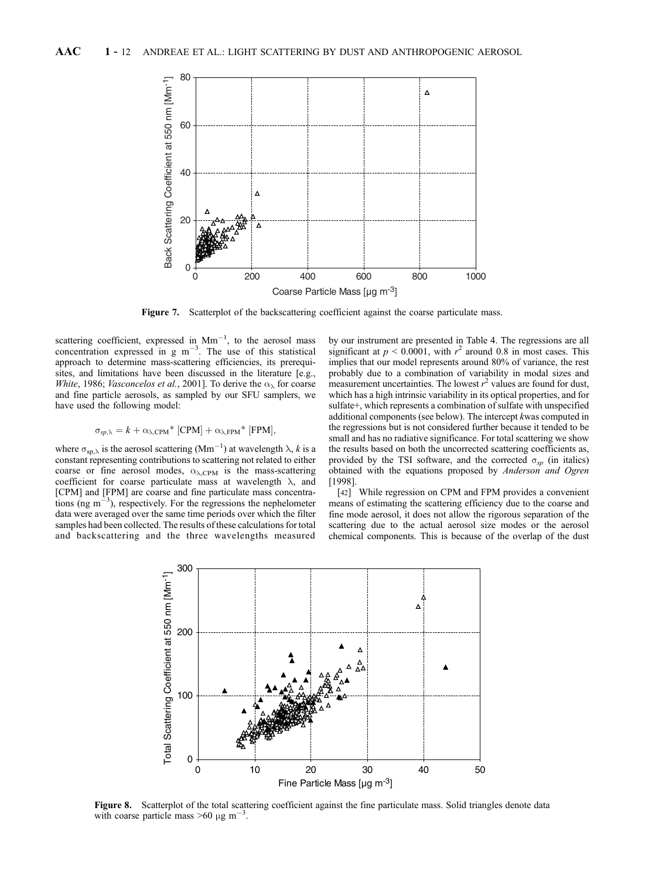**Figure 7.** Scatterplot of the backscattering coefficient against the coarse particulate mass.

scattering coefficient, expressed in $Mm^{-1}$, to the aerosol mass concentration expressed in g $m^{-3}$. The use of this statistical approach to determine mass-scattering efficiencies, its prerequisites, and limitations have been discussed in the literature [e.g., *White*, 1986; *Vasconcelos et al.*, 2001]. To derive the $\alpha_\lambda$ for coarse and fine particle aerosols, as sampled by our SFU samplers, we have used the following model:

$$\sigma_{sp,\lambda} = k + \alpha_{\lambda,\mathrm{CPM}} * [\mathrm{CPM}] + \alpha_{\lambda,\mathrm{FPM}} * [\mathrm{FPM}],$$

where $\sigma_{sp,\lambda}$ is the aerosol scattering ($Mm^{-1}$) at wavelength $\lambda$, $k$ is a constant representing contributions to scattering not related to either coarse or fine aerosol modes, $\alpha_{\lambda,\mathrm{CPM}}$ is the mass-scattering coefficient for coarse particulate mass at wavelength $\lambda$, and [CPM] and [FPM] are coarse and fine particulate mass concentrations (ng $m^{-3}$), respectively. For the regressions the nephelometer data were averaged over the same time periods over which the filter samples had been collected. The results of these calculations for total and backscattering and the three wavelengths measured by our instrument are presented in Table 4. The regressions are all significant at $p < 0.0001$, with $r^2$ around 0.8 in most cases. This implies that our model represents around 80% of variance, the rest probably due to a combination of variability in modal sizes and measurement uncertainties. The lowest $r^2$ values are found for dust, which has a high intrinsic variability in its optical properties, and for sulfate+, which represents a combination of sulfate with unspecified additional components (see below). The intercept $k$ was computed in the regressions but is not considered further because it tended to be small and has no radiative significance. For total scattering we show the results based on both the uncorrected scattering coefficients as, provided by the TSI software, and the corrected $\sigma_{sp}$ (in italics) obtained with the equations proposed by *Anderson and Ogren* [1998].

[42] While regression on CPM and FPM provides a convenient means of estimating the scattering efficiency due to the coarse and fine mode aerosol, it does not allow the rigorous separation of the scattering due to the actual aerosol size modes or the aerosol chemical components. This is because of the overlap of the dust

**Figure 8.** Scatterplot of the total scattering coefficient against the fine particulate mass. Solid triangles denote data with coarse particle mass >60 μg $m^{-3}$.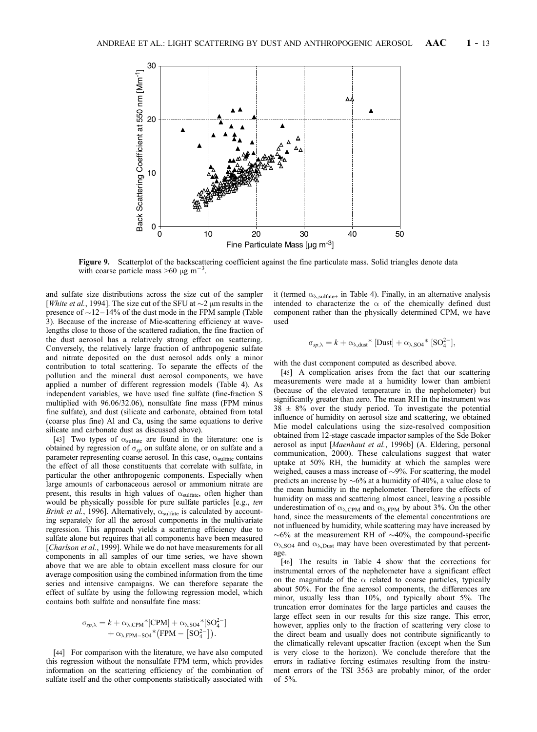**Figure 9.** Scatterplot of the backscattering coefficient against the fine particulate mass. Solid triangles denote data with coarse particle mass >60 μg m$^{-3}$.

and sulfate size distributions across the size cut of the sampler [*White et al.*, 1994]. The size cut of the SFU at ~2 μm results in the presence of ~12–14% of the dust mode in the FPM sample (Table 3). Because of the increase of Mie-scattering efficiency at wavelengths close to those of the scattered radiation, the fine fraction of the dust aerosol has a relatively strong effect on scattering. Conversely, the relatively large fraction of anthropogenic sulfate and nitrate deposited on the dust aerosol adds only a minor contribution to total scattering. To separate the effects of the pollution and the mineral dust aerosol components, we have applied a number of different regression models (Table 4). As independent variables, we have used fine sulfate (fine-fraction S multiplied with 96.06/32.06), nonsulfate fine mass (FPM minus fine sulfate), and dust (silicate and carbonate, obtained from total (coarse plus fine) Al and Ca, using the same equations to derive silicate and carbonate dust as discussed above).

[43] Two types of $\alpha_{sulfate}$ are found in the literature: one is obtained by regression of $\sigma_{sp}$ on sulfate alone, or on sulfate and a parameter representing coarse aerosol. In this case, $\alpha_{sulfate}$ contains the effect of all those constituents that correlate with sulfate, in particular the other anthropogenic components. Especially when large amounts of carbonaceous aerosol or ammonium nitrate are present, this results in high values of $\alpha_{sulfate}$, often higher than would be physically possible for pure sulfate particles [e.g., *ten Brink et al.*, 1996]. Alternatively, $\alpha_{sulfate}$ is calculated by accounting separately for all the aerosol components in the multivariate regression. This approach yields a scattering efficiency due to sulfate alone but requires that all components have been measured [*Charlson et al.*, 1999]. While we do not have measurements for all components in all samples of our time series, we have shown above that we are able to obtain excellent mass closure for our average composition using the combined information from the time series and intensive campaigns. We can therefore separate the effect of sulfate by using the following regression model, which contains both sulfate and nonsulfate fine mass:

$$\sigma_{sp,\lambda} = k + \alpha_{\lambda,\mathrm{CPM}}{}^*[\mathrm{CPM}] + \alpha_{\lambda,\mathrm{SO4}}{}^*[\mathrm{SO_4^{2-}}] + \alpha_{\lambda,\mathrm{FPM-SO4}}{}^*\left(\mathrm{FPM} - [\mathrm{SO_4^{2-}}]\right).$$

[44] For comparison with the literature, we have also computed this regression without the nonsulfate FPM term, which provides information on the scattering efficiency of the combination of sulfate itself and the other components statistically associated with it (termed $\alpha_{\lambda,\mathrm{sulfate+}}$ in Table 4). Finally, in an alternative analysis intended to characterize the $\alpha$ of the chemically defined dust component rather than the physically determined CPM, we have used

$$\sigma_{sp,\lambda} = k + \alpha_{\lambda,\mathrm{dust}}{}^*\ [\mathrm{Dust}] + \alpha_{\lambda,\mathrm{SO4}}{}^*\ [\mathrm{SO_4^{2-}}],$$

with the dust component computed as described above.

[45] A complication arises from the fact that our scattering measurements were made at a humidity lower than ambient (because of the elevated temperature in the nephelometer) but significantly greater than zero. The mean RH in the instrument was 38 ± 8% over the study period. To investigate the potential influence of humidity on aerosol size and scattering, we obtained Mie model calculations using the size-resolved composition obtained from 12-stage cascade impactor samples of the Sde Boker aerosol as input [*Maenhaut et al.*, 1996b] (A. Eldering, personal communication, 2000). These calculations suggest that water uptake at 50% RH, the humidity at which the samples were weighed, causes a mass increase of ~9%. For scattering, the model predicts an increase by ~6% at a humidity of 40%, a value close to the mean humidity in the nephelometer. Therefore the effects of humidity on mass and scattering almost cancel, leaving a possible underestimation of $\alpha_{\lambda,\mathrm{CPM}}$ and $\alpha_{\lambda,\mathrm{FPM}}$ by about 3%. On the other hand, since the measurements of the elemental concentrations are not influenced by humidity, while scattering may have increased by ~6% at the measurement RH of ~40%, the compound-specific $\alpha_{\lambda,\mathrm{SO4}}$ and $\alpha_{\lambda,\mathrm{Dust}}$ may have been overestimated by that percentage.

[46] The results in Table 4 show that the corrections for instrumental errors of the nephelometer have a significant effect on the magnitude of the $\alpha$ related to coarse particles, typically about 50%. For the fine aerosol components, the differences are minor, usually less than 10%, and typically about 5%. The truncation error dominates for the large particles and causes the large effect seen in our results for this size range. This error, however, applies only to the fraction of scattering very close to the direct beam and usually does not contribute significantly to the climatically relevant upscatter fraction (except when the Sun is very close to the horizon). We conclude therefore that the errors in radiative forcing estimates resulting from the instrument errors of the TSI 3563 are probably minor, of the order of 5%.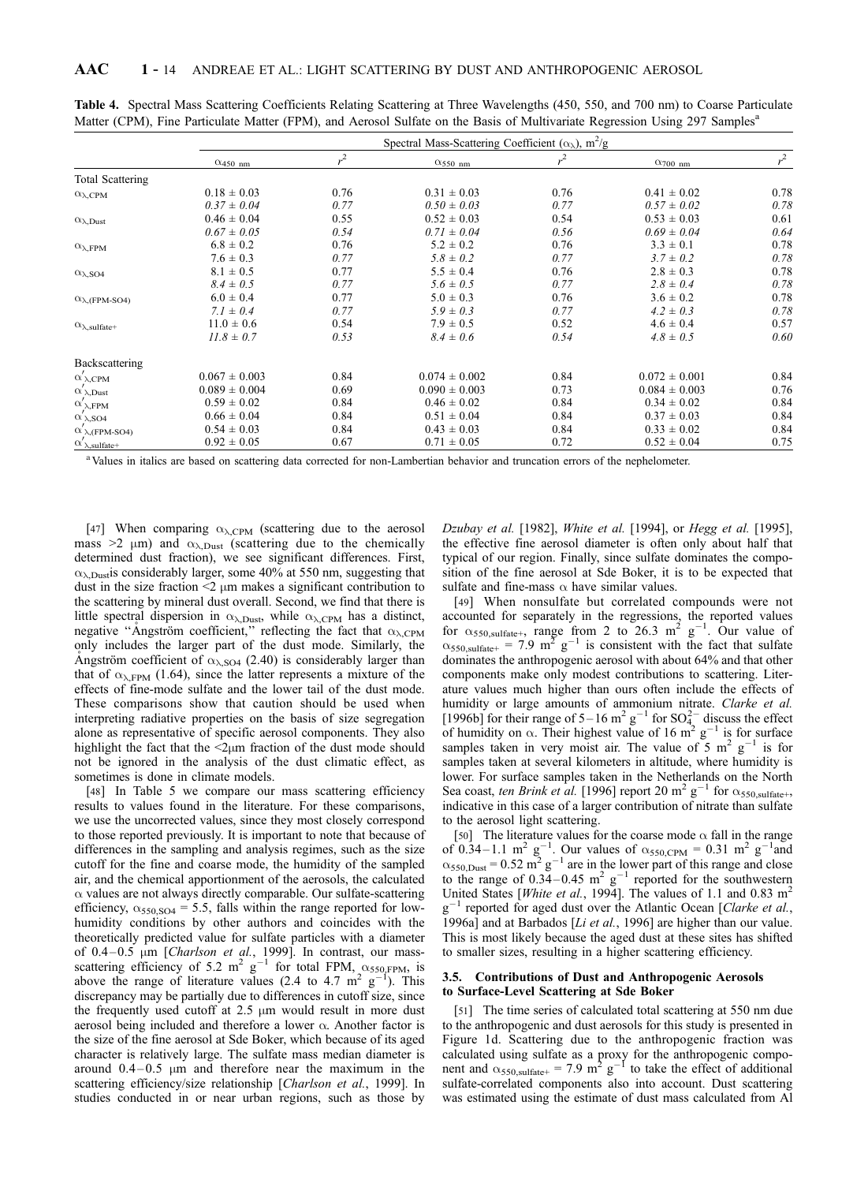**Table 4.** Spectral Mass Scattering Coefficients Relating Scattering at Three Wavelengths (450, 550, and 700 nm) to Coarse Particulate Matter (CPM), Fine Particulate Matter (FPM), and Aerosol Sulfate on the Basis of Multivariate Regression Using 297 Samples[a]

| | Spectral Mass-Scattering Coefficient ($\alpha_\lambda$), $m^2/g$ | | | | | |
|---|---|---|---|---|---|---|
| | $\alpha_{450\ nm}$ | $r^2$ | $\alpha_{550\ nm}$ | $r^2$ | $\alpha_{700\ nm}$ | $r^2$ |
| Total Scattering | | | | | | |
| $\alpha_{\lambda,CPM}$ | 0.18 ± 0.03 | 0.76 | 0.31 ± 0.03 | 0.76 | 0.41 ± 0.02 | 0.78 |
| | *0.37 ± 0.04* | *0.77* | *0.50 ± 0.03* | *0.77* | *0.57 ± 0.02* | *0.78* |
| $\alpha_{\lambda,Dust}$ | 0.46 ± 0.04 | 0.55 | 0.52 ± 0.03 | 0.54 | 0.53 ± 0.03 | 0.61 |
| | *0.67 ± 0.05* | *0.54* | *0.71 ± 0.04* | *0.56* | *0.69 ± 0.04* | *0.64* |
| $\alpha_{\lambda,FPM}$ | 6.8 ± 0.2 | 0.76 | 5.2 ± 0.2 | 0.76 | 3.3 ± 0.1 | 0.78 |
| | *7.6 ± 0.3* | *0.77* | *5.8 ± 0.2* | *0.77* | *3.7 ± 0.2* | *0.78* |
| $\alpha_{\lambda,SO4}$ | 8.1 ± 0.5 | 0.77 | 5.5 ± 0.4 | 0.76 | 2.8 ± 0.3 | 0.78 |
| | *8.4 ± 0.5* | *0.77* | *5.6 ± 0.5* | *0.77* | *2.8 ± 0.4* | *0.78* |
| $\alpha_{\lambda,(FPM\text{-}SO4)}$ | 6.0 ± 0.4 | 0.77 | 5.0 ± 0.3 | 0.76 | 3.6 ± 0.2 | 0.78 |
| | *7.1 ± 0.4* | *0.77* | *5.9 ± 0.3* | *0.77* | *4.2 ± 0.3* | *0.78* |
| $\alpha_{\lambda,sulfate+}$ | 11.0 ± 0.6 | 0.54 | 7.9 ± 0.5 | 0.52 | 4.6 ± 0.4 | 0.57 |
| | *11.8 ± 0.7* | *0.53* | *8.4 ± 0.6* | *0.54* | *4.8 ± 0.5* | *0.60* |
| Backscattering | | | | | | |
| $\alpha'_{\lambda,CPM}$ | 0.067 ± 0.003 | 0.84 | 0.074 ± 0.002 | 0.84 | 0.072 ± 0.001 | 0.84 |
| $\alpha'_{\lambda,Dust}$ | 0.089 ± 0.004 | 0.69 | 0.090 ± 0.003 | 0.73 | 0.084 ± 0.003 | 0.76 |
| $\alpha'_{\lambda,FPM}$ | 0.59 ± 0.02 | 0.84 | 0.46 ± 0.02 | 0.84 | 0.34 ± 0.02 | 0.84 |
| $\alpha'_{\lambda,SO4}$ | 0.66 ± 0.04 | 0.84 | 0.51 ± 0.04 | 0.84 | 0.37 ± 0.03 | 0.84 |
| $\alpha'_{\lambda,(FPM\text{-}SO4)}$ | 0.54 ± 0.03 | 0.84 | 0.43 ± 0.03 | 0.84 | 0.33 ± 0.02 | 0.84 |
| $\alpha'_{\lambda,sulfate+}$ | 0.92 ± 0.05 | 0.67 | 0.71 ± 0.05 | 0.72 | 0.52 ± 0.04 | 0.75 |

[a] Values in italics are based on scattering data corrected for non-Lambertian behavior and truncation errors of the nephelometer.

[47] When comparing $\alpha_{\lambda,CPM}$ (scattering due to the aerosol mass >2 μm) and $\alpha_{\lambda,Dust}$ (scattering due to the chemically determined dust fraction), we see significant differences. First, $\alpha_{\lambda,Dust}$ is considerably larger, some 40% at 550 nm, suggesting that dust in the size fraction <2 μm makes a significant contribution to the scattering by mineral dust overall. Second, we find that there is little spectral dispersion in $\alpha_{\lambda,Dust}$, while $\alpha_{\lambda,CPM}$ has a distinct, negative "Ångström coefficient," reflecting the fact that $\alpha_{\lambda,CPM}$ only includes the larger part of the dust mode. Similarly, the Ångström coefficient of $\alpha_{\lambda,SO4}$ (2.40) is considerably larger than that of $\alpha_{\lambda,FPM}$ (1.64), since the latter represents a mixture of the effects of fine-mode sulfate and the lower tail of the dust mode. These comparisons show that caution should be used when interpreting radiative properties on the basis of size segregation alone as representative of specific aerosol components. They also highlight the fact that the <2μm fraction of the dust mode should not be ignored in the analysis of the dust climatic effect, as sometimes is done in climate models.

[48] In Table 5 we compare our mass scattering efficiency results to values found in the literature. For these comparisons, we use the uncorrected values, since they most closely correspond to those reported previously. It is important to note that because of differences in the sampling and analysis regimes, such as the size cutoff for the fine and coarse mode, the humidity of the sampled air, and the chemical apportionment of the aerosols, the calculated α values are not always directly comparable. Our sulfate-scattering efficiency, $\alpha_{550,SO4}$ = 5.5, falls within the range reported for low-humidity conditions by other authors and coincides with the theoretically predicted value for sulfate particles with a diameter of 0.4–0.5 μm [*Charlson et al.*, 1999]. In contrast, our mass-scattering efficiency of 5.2 $m^2\ g^{-1}$ for total FPM, $\alpha_{550,FPM}$, is above the range of literature values (2.4 to 4.7 $m^2\ g^{-1}$). This discrepancy may be partially due to differences in cutoff size, since the frequently used cutoff at 2.5 μm would result in more dust aerosol being included and therefore a lower α. Another factor is the size of the fine aerosol at Sde Boker, which because of its aged character is relatively large. The sulfate mass median diameter is around 0.4–0.5 μm and therefore near the maximum in the scattering efficiency/size relationship [*Charlson et al.*, 1999]. In studies conducted in or near urban regions, such as those by *Dzubay et al.* [1982], *White et al.* [1994], or *Hegg et al.* [1995], the effective fine aerosol diameter is often only about half that typical of our region. Finally, since sulfate dominates the composition of the fine aerosol at Sde Boker, it is to be expected that sulfate and fine-mass α have similar values.

[49] When nonsulfate but correlated compounds were not accounted for separately in the regressions, the reported values for $\alpha_{550,sulfate+}$, range from 2 to 26.3 $m^2\ g^{-1}$. Our value of $\alpha_{550,sulfate+}$ = 7.9 $m^2\ g^{-1}$ is consistent with the fact that sulfate dominates the anthropogenic aerosol with about 64% and that other components make only modest contributions to scattering. Literature values much higher than ours often include the effects of humidity or large amounts of ammonium nitrate. *Clarke et al.* [1996b] for their range of 5–16 $m^2\ g^{-1}$ for $SO_4^{2-}$ discuss the effect of humidity on α. Their highest value of 16 $m^2\ g^{-1}$ is for surface samples taken in very moist air. The value of 5 $m^2\ g^{-1}$ is for samples taken at several kilometers in altitude, where humidity is lower. For surface samples taken in the Netherlands on the North Sea coast, *ten Brink et al.* [1996] report 20 $m^2\ g^{-1}$ for $\alpha_{550,sulfate+}$, indicative in this case of a larger contribution of nitrate than sulfate to the aerosol light scattering.

[50] The literature values for the coarse mode α fall in the range of 0.34–1.1 $m^2\ g^{-1}$. Our values of $\alpha_{550,CPM}$ = 0.31 $m^2\ g^{-1}$ and $\alpha_{550,Dust}$ = 0.52 $m^2\ g^{-1}$ are in the lower part of this range and close to the range of 0.34–0.45 $m^2\ g^{-1}$ reported for the southwestern United States [*White et al.*, 1994]. The values of 1.1 and 0.83 $m^2\ g^{-1}$ reported for aged dust over the Atlantic Ocean [*Clarke et al.*, 1996a] and at Barbados [*Li et al.*, 1996] are higher than our value. This is most likely because the aged dust at these sites has shifted to smaller sizes, resulting in a higher scattering efficiency.

### 3.5. Contributions of Dust and Anthropogenic Aerosols to Surface-Level Scattering at Sde Boker

[51] The time series of calculated total scattering at 550 nm due to the anthropogenic and dust aerosols for this study is presented in Figure 1d. Scattering due to the anthropogenic fraction was calculated using sulfate as a proxy for the anthropogenic component and $\alpha_{550,sulfate+}$ = 7.9 $m^2\ g^{-1}$ to take the effect of additional sulfate-correlated components also into account. Dust scattering was estimated using the estimate of dust mass calculated from Al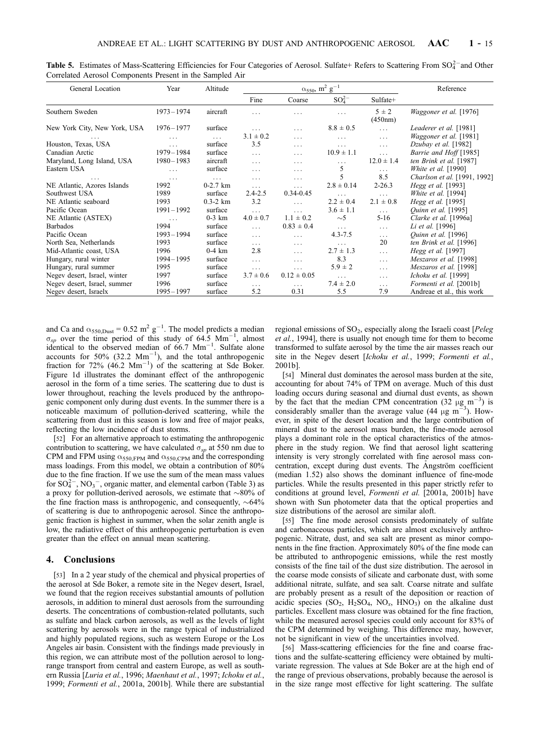**Table 5.** Estimates of Mass-Scattering Efficiencies for Four Categories of Aerosol. Sulfate+ Refers to Scattering From $SO_4^{2-}$ and Other Correlated Aerosol Components Present in the Sampled Air

| General Location | Year | Altitude | $\alpha_{550}$, $m^2$ $g^{-1}$ | | | | Reference |
|---|---|---|---|---|---|---|---|
| | | | Fine | Coarse | $SO_4^{2-}$ | Sulfate+ | |
| Southern Sweden | 1973–1974 | aircraft | ... | ... | ... | 5 ± 2 (450nm) | *Waggoner et al.* [1976] |
| New York City, New York, USA | 1976–1977 | surface | ... | ... | 8.8 ± 0.5 | ... | *Leaderer et al.* [1981] |
| ... | ... | ... | 3.1 ± 0.2 | ... | ... | ... | *Waggoner et al.* [1981] |
| Houston, Texas, USA | ... | surface | 3.5 | ... | ... | ... | *Dzubay et al.* [1982] |
| Canadian Arctic | 1979–1984 | surface | ... | ... | 10.9 ± 1.1 | ... | *Barrie and Hoff* [1985] |
| Maryland, Long Island, USA | 1980–1983 | aircraft | ... | ... | ... | 12.0 ± 1.4 | *ten Brink et al.* [1987] |
| Eastern USA | ... | surface | ... | ... | 5 | ... | *White et al.* [1990] |
| ... | ... | ... | ... | ... | 5 | 8.5 | *Charlson et al.* [1991, 1992] |
| NE Atlantic, Azores Islands | 1992 | 0-2.7 km | ... | ... | 2.8 ± 0.14 | 2-26.3 | *Hegg et al.* [1993] |
| Southwest USA | 1989 | surface | 2.4-2.5 | 0.34-0.45 | ... | ... | *White et al.* [1994] |
| NE Atlantic seaboard | 1993 | 0.3-2 km | 3.2 | ... | 2.2 ± 0.4 | 2.1 ± 0.8 | *Hegg et al.* [1995] |
| Pacific Ocean | 1991–1992 | surface | ... | ... | 3.6 ± 1.1 | ... | *Quinn et al.* [1995] |
| NE Atlantic (ASTEX) | ... | 0-3 km | 4.0 ± 0.7 | 1.1 ± 0.2 | ∼5 | 5-16 | *Clarke et al.* [1996a] |
| Barbados | 1994 | surface | ... | 0.83 ± 0.4 | ... | ... | *Li et al.* [1996] |
| Pacific Ocean | 1993–1994 | surface | ... | ... | 4.3-7.5 | ... | *Quinn et al.* [1996] |
| North Sea, Netherlands | 1993 | surface | ... | ... | ... | 20 | *ten Brink et al.* [1996] |
| Mid-Atlantic coast, USA | 1996 | 0-4 km | 2.8 | ... | 2.7 ± 1.3 | ... | *Hegg et al.* [1997] |
| Hungary, rural winter | 1994–1995 | surface | ... | ... | 8.3 | ... | *Meszaros et al.* [1998] |
| Hungary, rural summer | 1995 | surface | ... | ... | 5.9 ± 2 | ... | *Meszaros et al.* [1998] |
| Negev desert, Israel, winter | 1997 | surface | 3.7 ± 0.6 | 0.12 ± 0.05 | ... | ... | *Ichoku et al.* [1999] |
| Negev desert, Israel, summer | 1996 | surface | ... | ... | 7.4 ± 2.0 | ... | *Formenti et al.* [2001b] |
| Negev desert, Israelx | 1995–1997 | surface | 5.2 | 0.31 | 5.5 | 7.9 | Andreae et al., this work |

and Ca and $\alpha_{550,\text{Dust}}$ = 0.52 $m^2$ $g^{-1}$. The model predicts a median $\sigma_{sp}$ over the time period of this study of 64.5 $Mm^{-1}$, almost identical to the observed median of 66.7 $Mm^{-1}$. Sulfate alone accounts for 50% (32.2 $Mm^{-1}$), and the total anthropogenic fraction for 72% (46.2 $Mm^{-1}$) of the scattering at Sde Boker. Figure 1d illustrates the dominant effect of the anthropogenic aerosol in the form of a time series. The scattering due to dust is lower throughout, reaching the levels produced by the anthropogenic component only during dust events. In the summer there is a noticeable maximum of pollution-derived scattering, while the scattering from dust in this season is low and free of major peaks, reflecting the low incidence of dust storms.

[52] For an alternative approach to estimating the anthropogenic contribution to scattering, we have calculated $\sigma_{sp}$ at 550 nm due to CPM and FPM using $\alpha_{550,\text{FPM}}$ and $\alpha_{550,\text{CPM}}$ and the corresponding mass loadings. From this model, we obtain a contribution of 80% due to the fine fraction. If we use the sum of the mean mass values for $SO_4^{2-}$, $NO_3^-$, organic matter, and elemental carbon (Table 3) as a proxy for pollution-derived aerosols, we estimate that ∼80% of the fine fraction mass is anthropogenic, and consequently, ∼64% of scattering is due to anthropogenic aerosol. Since the anthropogenic fraction is highest in summer, when the solar zenith angle is low, the radiative effect of this anthropogenic perturbation is even greater than the effect on annual mean scattering.

## 4. Conclusions

[53] In a 2 year study of the chemical and physical properties of the aerosol at Sde Boker, a remote site in the Negev desert, Israel, we found that the region receives substantial amounts of pollution aerosols, in addition to mineral dust aerosols from the surrounding deserts. The concentrations of combustion-related pollutants, such as sulfate and black carbon aerosols, as well as the levels of light scattering by aerosols were in the range typical of industrialized and highly populated regions, such as western Europe or the Los Angeles air basin. Consistent with the findings made previously in this region, we can attribute most of the pollution aerosol to long-range transport from central and eastern Europe, as well as southern Russia [*Luria et al.*, 1996; *Maenhaut et al.*, 1997; *Ichoku et al.*, 1999; *Formenti et al.*, 2001a, 2001b]. While there are substantial regional emissions of $SO_2$, especially along the Israeli coast [*Peleg et al.*, 1994], there is usually not enough time for them to become transformed to sulfate aerosol by the time the air masses reach our site in the Negev desert [*Ichoku et al.*, 1999; *Formenti et al.*, 2001b].

[54] Mineral dust dominates the aerosol mass burden at the site, accounting for about 74% of TPM on average. Much of this dust loading occurs during seasonal and diurnal dust events, as shown by the fact that the median CPM concentration (32 μg $m^{-3}$) is considerably smaller than the average value (44 μg $m^{-3}$). However, in spite of the desert location and the large contribution of mineral dust to the aerosol mass burden, the fine-mode aerosol plays a dominant role in the optical characteristics of the atmosphere in the study region. We find that aerosol light scattering intensity is very strongly correlated with fine aerosol mass concentration, except during dust events. The Ångström coefficient (median 1.52) also shows the dominant influence of fine-mode particles. While the results presented in this paper strictly refer to conditions at ground level, *Formenti et al.* [2001a, 2001b] have shown with Sun photometer data that the optical properties and size distributions of the aerosol are similar aloft.

[55] The fine mode aerosol consists predominately of sulfate and carbonaceous particles, which are almost exclusively anthropogenic. Nitrate, dust, and sea salt are present as minor components in the fine fraction. Approximately 80% of the fine mode can be attributed to anthropogenic emissions, while the rest mostly consists of the fine tail of the dust size distribution. The aerosol in the coarse mode consists of silicate and carbonate dust, with some additional nitrate, sulfate, and sea salt. Coarse nitrate and sulfate are probably present as a result of the deposition or reaction of acidic species ($SO_2$, $H_2SO_4$, $NO_x$, $HNO_3$) on the alkaline dust particles. Excellent mass closure was obtained for the fine fraction, while the measured aerosol species could only account for 83% of the CPM determined by weighing. This difference may, however, not be significant in view of the uncertainties involved.

[56] Mass-scattering efficiencies for the fine and coarse fractions and the sulfate-scattering efficiency were obtained by multivariate regression. The values at Sde Boker are at the high end of the range of previous observations, probably because the aerosol is in the size range most effective for light scattering. The sulfate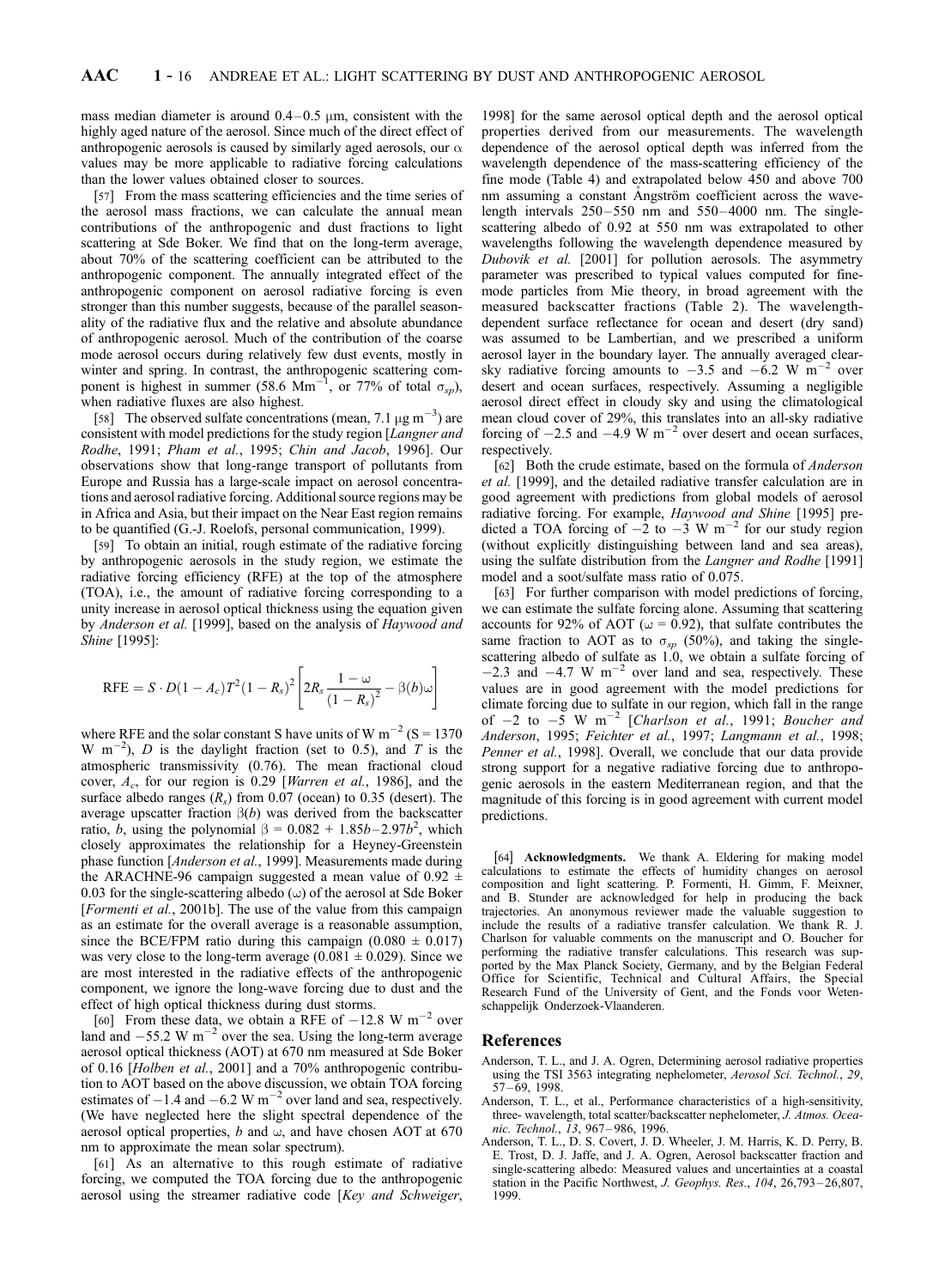mass median diameter is around 0.4–0.5 μm, consistent with the highly aged nature of the aerosol. Since much of the direct effect of anthropogenic aerosols is caused by similarly aged aerosols, our α values may be more applicable to radiative forcing calculations than the lower values obtained closer to sources.

[57] From the mass scattering efficiencies and the time series of the aerosol mass fractions, we can calculate the annual mean contributions of the anthropogenic and dust fractions to light scattering at Sde Boker. We find that on the long-term average, about 70% of the scattering coefficient can be attributed to the anthropogenic component. The annually integrated effect of the anthropogenic component on aerosol radiative forcing is even stronger than this number suggests, because of the parallel seasonality of the radiative flux and the relative and absolute abundance of anthropogenic aerosol. Much of the contribution of the coarse mode aerosol occurs during relatively few dust events, mostly in winter and spring. In contrast, the anthropogenic scattering component is highest in summer (58.6 $Mm^{-1}$, or 77% of total $\sigma_{sp}$), when radiative fluxes are also highest.

[58] The observed sulfate concentrations (mean, 7.1 μg $m^{-3}$) are consistent with model predictions for the study region [*Langner and Rodhe*, 1991; *Pham et al.*, 1995; *Chin and Jacob*, 1996]. Our observations show that long-range transport of pollutants from Europe and Russia has a large-scale impact on aerosol concentrations and aerosol radiative forcing. Additional source regions may be in Africa and Asia, but their impact on the Near East region remains to be quantified (G.-J. Roelofs, personal communication, 1999).

[59] To obtain an initial, rough estimate of the radiative forcing by anthropogenic aerosols in the study region, we estimate the radiative forcing efficiency (RFE) at the top of the atmosphere (TOA), i.e., the amount of radiative forcing corresponding to a unity increase in aerosol optical thickness using the equation given by *Anderson et al.* [1999], based on the analysis of *Haywood and Shine* [1995]:

$$\mathrm{RFE} = S \cdot D(1 - A_c)T^2(1 - R_s)^2 \left[ 2R_s \frac{1 - \omega}{(1 - R_s)^2} - \beta(b)\omega \right]$$

where RFE and the solar constant S have units of W $m^{-2}$ (S = 1370 W $m^{-2}$), $D$ is the daylight fraction (set to 0.5), and $T$ is the atmospheric transmissivity (0.76). The mean fractional cloud cover, $A_c$, for our region is 0.29 [*Warren et al.*, 1986], and the surface albedo ranges ($R_s$) from 0.07 (ocean) to 0.35 (desert). The average upscatter fraction $\beta(b)$ was derived from the backscatter ratio, $b$, using the polynomial $\beta = 0.082 + 1.85b - 2.97b^2$, which closely approximates the relationship for a Heyney-Greenstein phase function [*Anderson et al.*, 1999]. Measurements made during the ARACHNE-96 campaign suggested a mean value of 0.92 ± 0.03 for the single-scattering albedo (ω) of the aerosol at Sde Boker [*Formenti et al.*, 2001b]. The use of the value from this campaign as an estimate for the overall average is a reasonable assumption, since the BCE/FPM ratio during this campaign (0.080 ± 0.017) was very close to the long-term average (0.081 ± 0.029). Since we are most interested in the radiative effects of the anthropogenic component, we ignore the long-wave forcing due to dust and the effect of high optical thickness during dust storms.

[60] From these data, we obtain a RFE of −12.8 W $m^{-2}$ over land and −55.2 W $m^{-2}$ over the sea. Using the long-term average aerosol optical thickness (AOT) at 670 nm measured at Sde Boker of 0.16 [*Holben et al.*, 2001] and a 70% anthropogenic contribution to AOT based on the above discussion, we obtain TOA forcing estimates of −1.4 and −6.2 W $m^{-2}$ over land and sea, respectively. (We have neglected here the slight spectral dependence of the aerosol optical properties, $b$ and ω, and have chosen AOT at 670 nm to approximate the mean solar spectrum).

[61] As an alternative to this rough estimate of radiative forcing, we computed the TOA forcing due to the anthropogenic aerosol using the streamer radiative code [*Key and Schweiger*, 1998] for the same aerosol optical depth and the aerosol optical properties derived from our measurements. The wavelength dependence of the aerosol optical depth was inferred from the wavelength dependence of the mass-scattering efficiency of the fine mode (Table 4) and extrapolated below 450 and above 700 nm assuming a constant Ångström coefficient across the wavelength intervals 250–550 nm and 550–4000 nm. The single-scattering albedo of 0.92 at 550 nm was extrapolated to other wavelengths following the wavelength dependence measured by *Dubovik et al.* [2001] for pollution aerosols. The asymmetry parameter was prescribed to typical values computed for fine-mode particles from Mie theory, in broad agreement with the measured backscatter fractions (Table 2). The wavelength-dependent surface reflectance for ocean and desert (dry sand) was assumed to be Lambertian, and we prescribed a uniform aerosol layer in the boundary layer. The annually averaged clear-sky radiative forcing amounts to −3.5 and −6.2 W $m^{-2}$ over desert and ocean surfaces, respectively. Assuming a negligible aerosol direct effect in cloudy sky and using the climatological mean cloud cover of 29%, this translates into an all-sky radiative forcing of −2.5 and −4.9 W $m^{-2}$ over desert and ocean surfaces, respectively.

[62] Both the crude estimate, based on the formula of *Anderson et al.* [1999], and the detailed radiative transfer calculation are in good agreement with predictions from global models of aerosol radiative forcing. For example, *Haywood and Shine* [1995] predicted a TOA forcing of −2 to −3 W $m^{-2}$ for our study region (without explicitly distinguishing between land and sea areas), using the sulfate distribution from the *Langner and Rodhe* [1991] model and a soot/sulfate mass ratio of 0.075.

[63] For further comparison with model predictions of forcing, we can estimate the sulfate forcing alone. Assuming that scattering accounts for 92% of AOT (ω = 0.92), that sulfate contributes the same fraction to AOT as to $\sigma_{sp}$ (50%), and taking the single-scattering albedo of sulfate as 1.0, we obtain a sulfate forcing of −2.3 and −4.7 W $m^{-2}$ over land and sea, respectively. These values are in good agreement with the model predictions for climate forcing due to sulfate in our region, which fall in the range of −2 to −5 W $m^{-2}$ [*Charlson et al.*, 1991; *Boucher and Anderson*, 1995; *Feichter et al.*, 1997; *Langmann et al.*, 1998; *Penner et al.*, 1998]. Overall, we conclude that our data provide strong support for a negative radiative forcing due to anthropogenic aerosols in the eastern Mediterranean region, and that the magnitude of this forcing is in good agreement with current model predictions.

[64] **Acknowledgments.** We thank A. Eldering for making model calculations to estimate the effects of humidity changes on aerosol composition and light scattering. P. Formenti, H. Gimm, F. Meixner, and B. Stunder are acknowledged for help in producing the back trajectories. An anonymous reviewer made the valuable suggestion to include the results of a radiative transfer calculation. We thank R. J. Charlson for valuable comments on the manuscript and O. Boucher for performing the radiative transfer calculations. This research was supported by the Max Planck Society, Germany, and by the Belgian Federal Office for Scientific, Technical and Cultural Affairs, the Special Research Fund of the University of Gent, and the Fonds voor Wetenschappelijk Onderzoek-Vlaanderen.

## References

Anderson, T. L., and J. A. Ogren, Determining aerosol radiative properties using the TSI 3563 integrating nephelometer, *Aerosol Sci. Technol.*, *29*, 57–69, 1998.

Anderson, T. L., et al., Performance characteristics of a high-sensitivity, three- wavelength, total scatter/backscatter nephelometer, *J. Atmos. Oceanic. Technol.*, *13*, 967–986, 1996.

Anderson, T. L., D. S. Covert, J. D. Wheeler, J. M. Harris, K. D. Perry, B. E. Trost, D. J. Jaffe, and J. A. Ogren, Aerosol backscatter fraction and single-scattering albedo: Measured values and uncertainties at a coastal station in the Pacific Northwest, *J. Geophys. Res.*, *104*, 26,793–26,807, 1999.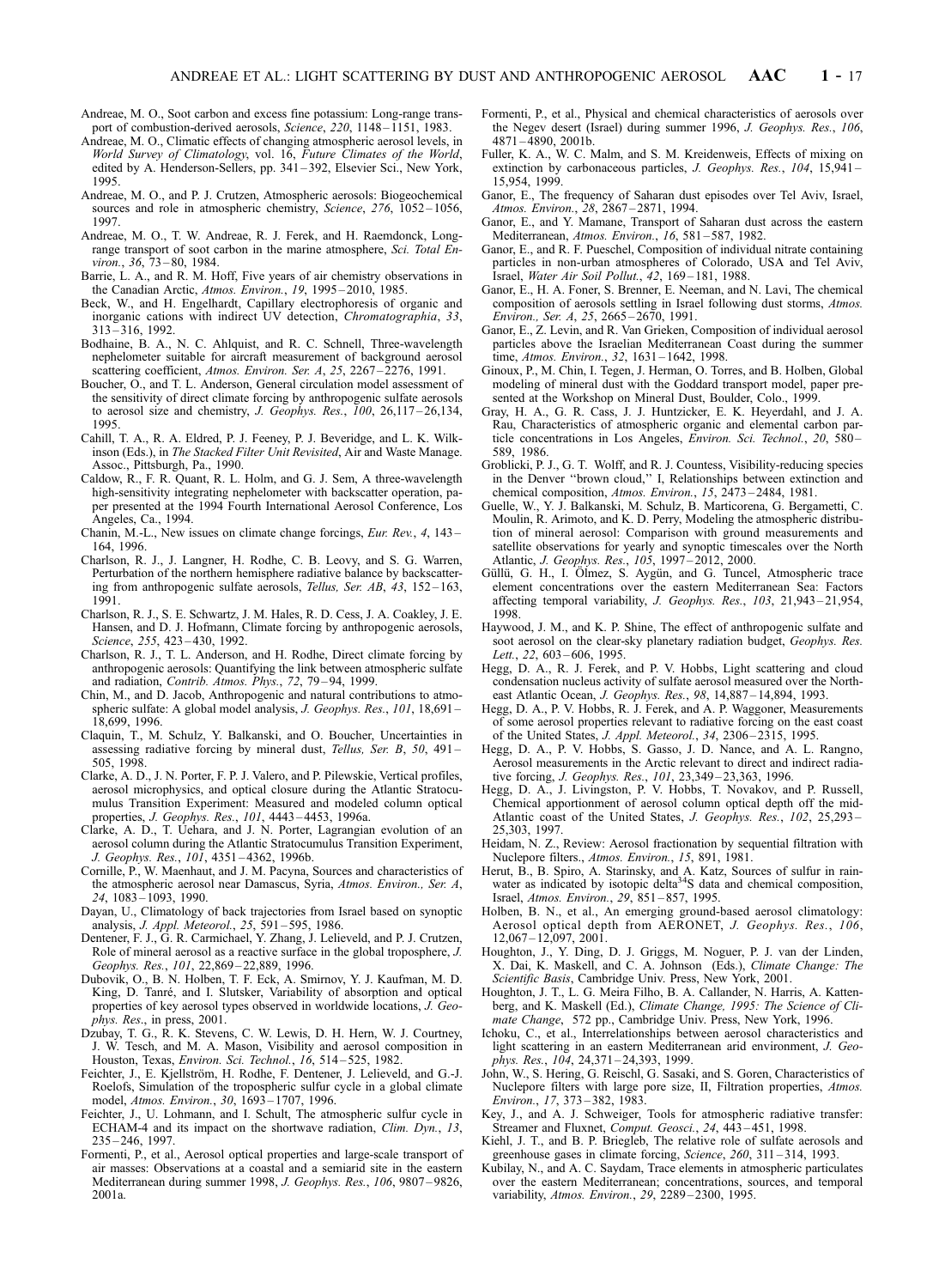Andreae, M. O., Soot carbon and excess fine potassium: Long-range transport of combustion-derived aerosols, *Science*, *220*, 1148–1151, 1983.

Andreae, M. O., Climatic effects of changing atmospheric aerosol levels, in *World Survey of Climatology*, vol. 16, *Future Climates of the World*, edited by A. Henderson-Sellers, pp. 341–392, Elsevier Sci., New York, 1995.

Andreae, M. O., and P. J. Crutzen, Atmospheric aerosols: Biogeochemical sources and role in atmospheric chemistry, *Science*, *276*, 1052–1056, 1997.

Andreae, M. O., T. W. Andreae, R. J. Ferek, and H. Raemdonck, Long-range transport of soot carbon in the marine atmosphere, *Sci. Total Environ.*, *36*, 73–80, 1984.

Barrie, L. A., and R. M. Hoff, Five years of air chemistry observations in the Canadian Arctic, *Atmos. Environ.*, *19*, 1995–2010, 1985.

Beck, W., and H. Engelhardt, Capillary electrophoresis of organic and inorganic cations with indirect UV detection, *Chromatographia*, *33*, 313–316, 1992.

Bodhaine, B. A., N. C. Ahlquist, and R. C. Schnell, Three-wavelength nephelometer suitable for aircraft measurement of background aerosol scattering coefficient, *Atmos. Environ. Ser. A*, *25*, 2267–2276, 1991.

Boucher, O., and T. L. Anderson, General circulation model assessment of the sensitivity of direct climate forcing by anthropogenic sulfate aerosols to aerosol size and chemistry, *J. Geophys. Res.*, *100*, 26,117–26,134, 1995.

Cahill, T. A., R. A. Eldred, P. J. Feeney, P. J. Beveridge, and L. K. Wilkinson (Eds.), in *The Stacked Filter Unit Revisited*, Air and Waste Manage. Assoc., Pittsburgh, Pa., 1990.

Caldow, R., F. R. Quant, R. L. Holm, and G. J. Sem, A three-wavelength high-sensitivity integrating nephelometer with backscatter operation, paper presented at the 1994 Fourth International Aerosol Conference, Los Angeles, Ca., 1994.

Chanin, M.-L., New issues on climate change forcings, *Eur. Rev.*, *4*, 143–164, 1996.

Charlson, R. J., J. Langner, H. Rodhe, C. B. Leovy, and S. G. Warren, Perturbation of the northern hemisphere radiative balance by backscattering from anthropogenic sulfate aerosols, *Tellus, Ser. AB*, *43*, 152–163, 1991.

Charlson, R. J., S. E. Schwartz, J. M. Hales, R. D. Cess, J. A. Coakley, J. E. Hansen, and D. J. Hofmann, Climate forcing by anthropogenic aerosols, *Science*, *255*, 423–430, 1992.

Charlson, R. J., T. L. Anderson, and H. Rodhe, Direct climate forcing by anthropogenic aerosols: Quantifying the link between atmospheric sulfate and radiation, *Contrib. Atmos. Phys.*, *72*, 79–94, 1999.

Chin, M., and D. Jacob, Anthropogenic and natural contributions to atmospheric sulfate: A global model analysis, *J. Geophys. Res.*, *101*, 18,691–18,699, 1996.

Claquin, T., M. Schulz, Y. Balkanski, and O. Boucher, Uncertainties in assessing radiative forcing by mineral dust, *Tellus, Ser. B*, *50*, 491–505, 1998.

Clarke, A. D., J. N. Porter, F. P. J. Valero, and P. Pilewskie, Vertical profiles, aerosol microphysics, and optical closure during the Atlantic Stratocumulus Transition Experiment: Measured and modeled column optical properties, *J. Geophys. Res.*, *101*, 4443–4453, 1996a.

Clarke, A. D., T. Uehara, and J. N. Porter, Lagrangian evolution of an aerosol column during the Atlantic Stratocumulus Transition Experiment, *J. Geophys. Res.*, *101*, 4351–4362, 1996b.

Cornille, P., W. Maenhaut, and J. M. Pacyna, Sources and characteristics of the atmospheric aerosol near Damascus, Syria, *Atmos. Environ., Ser. A*, *24*, 1083–1093, 1990.

Dayan, U., Climatology of back trajectories from Israel based on synoptic analysis, *J. Appl. Meteorol.*, *25*, 591–595, 1986.

Dentener, F. J., G. R. Carmichael, Y. Zhang, J. Lelieveld, and P. J. Crutzen, Role of mineral aerosol as a reactive surface in the global troposphere, *J. Geophys. Res.*, *101*, 22,869–22,889, 1996.

Dubovik, O., B. N. Holben, T. F. Eck, A. Smirnov, Y. J. Kaufman, M. D. King, D. Tanré, and I. Slutsker, Variability of absorption and optical properties of key aerosol types observed in worldwide locations, *J. Geophys. Res.*, in press, 2001.

Dzubay, T. G., R. K. Stevens, C. W. Lewis, D. H. Hern, W. J. Courtney, J. W. Tesch, and M. A. Mason, Visibility and aerosol composition in Houston, Texas, *Environ. Sci. Technol.*, *16*, 514–525, 1982.

Feichter, J., E. Kjellström, H. Rodhe, F. Dentener, J. Lelieveld, and G.-J. Roelofs, Simulation of the tropospheric sulfur cycle in a global climate model, *Atmos. Environ.*, *30*, 1693–1707, 1996.

Feichter, J., U. Lohmann, and I. Schult, The atmospheric sulfur cycle in ECHAM-4 and its impact on the shortwave radiation, *Clim. Dyn.*, *13*, 235–246, 1997.

Formenti, P., et al., Aerosol optical properties and large-scale transport of air masses: Observations at a coastal and a semiarid site in the eastern Mediterranean during summer 1998, *J. Geophys. Res.*, *106*, 9807–9826, 2001a.

Formenti, P., et al., Physical and chemical characteristics of aerosols over the Negev desert (Israel) during summer 1996, *J. Geophys. Res.*, *106*, 4871–4890, 2001b.

Fuller, K. A., W. C. Malm, and S. M. Kreidenweis, Effects of mixing on extinction by carbonaceous particles, *J. Geophys. Res.*, *104*, 15,941–15,954, 1999.

Ganor, E., The frequency of Saharan dust episodes over Tel Aviv, Israel, *Atmos. Environ.*, *28*, 2867–2871, 1994.

Ganor, E., and Y. Mamane, Transport of Saharan dust across the eastern Mediterranean, *Atmos. Environ.*, *16*, 581–587, 1982.

Ganor, E., and R. F. Pueschel, Composition of individual nitrate containing particles in non-urban atmospheres of Colorado, USA and Tel Aviv, Israel, *Water Air Soil Pollut.*, *42*, 169–181, 1988.

Ganor, E., H. A. Foner, S. Brenner, E. Neeman, and N. Lavi, The chemical composition of aerosols settling in Israel following dust storms, *Atmos. Environ., Ser. A*, *25*, 2665–2670, 1991.

Ganor, E., Z. Levin, and R. Van Grieken, Composition of individual aerosol particles above the Israelian Mediterranean Coast during the summer time, *Atmos. Environ.*, *32*, 1631–1642, 1998.

Ginoux, P., M. Chin, I. Tegen, J. Herman, O. Torres, and B. Holben, Global modeling of mineral dust with the Goddard transport model, paper presented at the Workshop on Mineral Dust, Boulder, Colo., 1999.

Gray, H. A., G. R. Cass, J. J. Huntzicker, E. K. Heyerdahl, and J. A. Rau, Characteristics of atmospheric organic and elemental carbon particle concentrations in Los Angeles, *Environ. Sci. Technol.*, *20*, 580–589, 1986.

Groblicki, P. J., G. T. Wolff, and R. J. Countess, Visibility-reducing species in the Denver "brown cloud," I, Relationships between extinction and chemical composition, *Atmos. Environ.*, *15*, 2473–2484, 1981.

Guelle, W., Y. J. Balkanski, M. Schulz, B. Marticorena, G. Bergametti, C. Moulin, R. Arimoto, and K. D. Perry, Modeling the atmospheric distribution of mineral aerosol: Comparison with ground measurements and satellite observations for yearly and synoptic timescales over the North Atlantic, *J. Geophys. Res.*, *105*, 1997–2012, 2000.

Güllü, G. H., I. Ölmez, S. Aygün, and G. Tuncel, Atmospheric trace element concentrations over the eastern Mediterranean Sea: Factors affecting temporal variability, *J. Geophys. Res.*, *103*, 21,943–21,954, 1998.

Haywood, J. M., and K. P. Shine, The effect of anthropogenic sulfate and soot aerosol on the clear-sky planetary radiation budget, *Geophys. Res. Lett.*, *22*, 603–606, 1995.

Hegg, D. A., R. J. Ferek, and P. V. Hobbs, Light scattering and cloud condensation nucleus activity of sulfate aerosol measured over the Northeast Atlantic Ocean, *J. Geophys. Res.*, *98*, 14,887–14,894, 1993.

Hegg, D. A., P. V. Hobbs, R. J. Ferek, and A. P. Waggoner, Measurements of some aerosol properties relevant to radiative forcing on the east coast of the United States, *J. Appl. Meteorol.*, *34*, 2306–2315, 1995.

Hegg, D. A., P. V. Hobbs, S. Gasso, J. D. Nance, and A. L. Rangno, Aerosol measurements in the Arctic relevant to direct and indirect radiative forcing, *J. Geophys. Res.*, *101*, 23,349–23,363, 1996.

Hegg, D. A., J. Livingston, P. V. Hobbs, T. Novakov, and P. Russell, Chemical apportionment of aerosol column optical depth off the mid-Atlantic coast of the United States, *J. Geophys. Res.*, *102*, 25,293–25,303, 1997.

Heidam, N. Z., Review: Aerosol fractionation by sequential filtration with Nuclepore filters., *Atmos. Environ.*, *15*, 891, 1981.

Herut, B., B. Spiro, A. Starinsky, and A. Katz, Sources of sulfur in rainwater as indicated by isotopic delta$^{34}$S data and chemical composition, Israel, *Atmos. Environ.*, *29*, 851–857, 1995.

Holben, B. N., et al., An emerging ground-based aerosol climatology: Aerosol optical depth from AERONET, *J. Geophys. Res.*, *106*, 12,067–12,097, 2001.

Houghton, J., Y. Ding, D. J. Griggs, M. Noguer, P. J. van der Linden, X. Dai, K. Maskell, and C. A. Johnson (Eds.), *Climate Change: The Scientific Basis*, Cambridge Univ. Press, New York, 2001.

Houghton, J. T., L. G. Meira Filho, B. A. Callander, N. Harris, A. Kattenberg, and K. Maskell (Ed.), *Climate Change, 1995: The Science of Climate Change*, 572 pp., Cambridge Univ. Press, New York, 1996.

Ichoku, C., et al., Interrelationships between aerosol characteristics and light scattering in an eastern Mediterranean arid environment, *J. Geophys. Res.*, *104*, 24,371–24,393, 1999.

John, W., S. Hering, G. Reischl, G. Sasaki, and S. Goren, Characteristics of Nuclepore filters with large pore size, II, Filtration properties, *Atmos. Environ.*, *17*, 373–382, 1983.

Key, J., and A. J. Schweiger, Tools for atmospheric radiative transfer: Streamer and Fluxnet, *Comput. Geosci.*, *24*, 443–451, 1998.

Kiehl, J. T., and B. P. Briegleb, The relative role of sulfate aerosols and greenhouse gases in climate forcing, *Science*, *260*, 311–314, 1993.

Kubilay, N., and A. C. Saydam, Trace elements in atmospheric particulates over the eastern Mediterranean; concentrations, sources, and temporal variability, *Atmos. Environ.*, *29*, 2289–2300, 1995.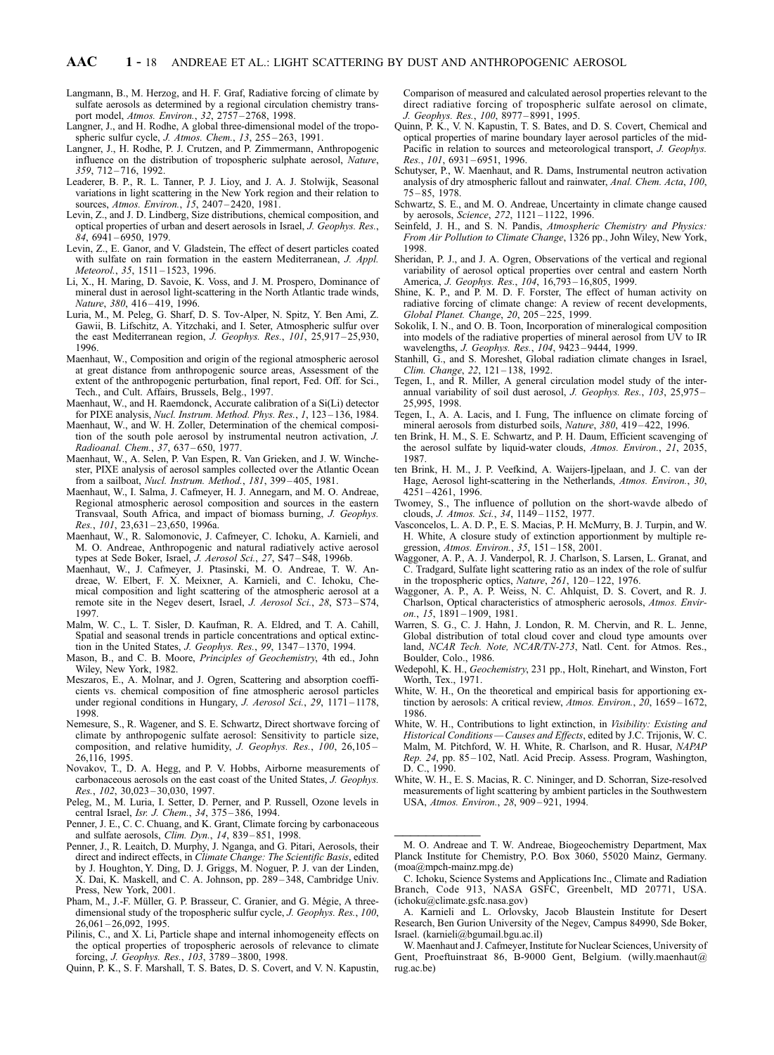Langmann, B., M. Herzog, and H. F. Graf, Radiative forcing of climate by sulfate aerosols as determined by a regional circulation chemistry transport model, *Atmos. Environ.*, *32*, 2757–2768, 1998.

Langner, J., and H. Rodhe, A global three-dimensional model of the tropospheric sulfur cycle, *J. Atmos. Chem.*, *13*, 255–263, 1991.

Langner, J., H. Rodhe, P. J. Crutzen, and P. Zimmermann, Anthropogenic influence on the distribution of tropospheric sulphate aerosol, *Nature*, *359*, 712–716, 1992.

Leaderer, B. P., R. L. Tanner, P. J. Lioy, and J. A. J. Stolwijk, Seasonal variations in light scattering in the New York region and their relation to sources, *Atmos. Environ.*, *15*, 2407–2420, 1981.

Levin, Z., and J. D. Lindberg, Size distributions, chemical composition, and optical properties of urban and desert aerosols in Israel, *J. Geophys. Res.*, *84*, 6941–6950, 1979.

Levin, Z., E. Ganor, and V. Gladstein, The effect of desert particles coated with sulfate on rain formation in the eastern Mediterranean, *J. Appl. Meteorol.*, *35*, 1511–1523, 1996.

Li, X., H. Maring, D. Savoie, K. Voss, and J. M. Prospero, Dominance of mineral dust in aerosol light-scattering in the North Atlantic trade winds, *Nature*, *380*, 416–419, 1996.

Luria, M., M. Peleg, G. Sharf, D. S. Tov-Alper, N. Spitz, Y. Ben Ami, Z. Gawii, B. Lifschitz, A. Yitzchaki, and I. Seter, Atmospheric sulfur over the east Mediterranean region, *J. Geophys. Res.*, *101*, 25,917–25,930, 1996.

Maenhaut, W., Composition and origin of the regional atmospheric aerosol at great distance from anthropogenic source areas, Assessment of the extent of the anthropogenic perturbation, final report, Fed. Off. for Sci., Tech., and Cult. Affairs, Brussels, Belg., 1997.

Maenhaut, W., and H. Raemdonck, Accurate calibration of a Si(Li) detector for PIXE analysis, *Nucl. Instrum. Method. Phys. Res.*, *1*, 123–136, 1984.

Maenhaut, W., and W. H. Zoller, Determination of the chemical composition of the south pole aerosol by instrumental neutron activation, *J. Radioanal. Chem.*, *37*, 637–650, 1977.

Maenhaut, W., A. Selen, P. Van Espen, R. Van Grieken, and J. W. Winchester, PIXE analysis of aerosol samples collected over the Atlantic Ocean from a sailboat, *Nucl. Instrum. Method.*, *181*, 399–405, 1981.

Maenhaut, W., I. Salma, J. Cafmeyer, H. J. Annegarn, and M. O. Andreae, Regional atmospheric aerosol composition and sources in the eastern Transvaal, South Africa, and impact of biomass burning, *J. Geophys. Res.*, *101*, 23,631–23,650, 1996a.

Maenhaut, W., R. Salomonovic, J. Cafmeyer, C. Ichoku, A. Karnieli, and M. O. Andreae, Anthropogenic and natural radiatively active aerosol types at Sede Boker, Israel, *J. Aerosol Sci.*, *27*, S47–S48, 1996b.

Maenhaut, W., J. Cafmeyer, J. Ptasinski, M. O. Andreae, T. W. Andreae, W. Elbert, F. X. Meixner, A. Karnieli, and C. Ichoku, Chemical composition and light scattering of the atmospheric aerosol at a remote site in the Negev desert, Israel, *J. Aerosol Sci.*, *28*, S73–S74, 1997.

Malm, W. C., L. T. Sisler, D. Kaufman, R. A. Eldred, and T. A. Cahill, Spatial and seasonal trends in particle concentrations and optical extinction in the United States, *J. Geophys. Res.*, *99*, 1347–1370, 1994.

Mason, B., and C. B. Moore, *Principles of Geochemistry*, 4th ed., John Wiley, New York, 1982.

Meszaros, E., A. Molnar, and J. Ogren, Scattering and absorption coefficients vs. chemical composition of fine atmospheric aerosol particles under regional conditions in Hungary, *J. Aerosol Sci.*, *29*, 1171–1178, 1998.

Nemesure, S., R. Wagener, and S. E. Schwartz, Direct shortwave forcing of climate by anthropogenic sulfate aerosol: Sensitivity to particle size, composition, and relative humidity, *J. Geophys. Res.*, *100*, 26,105–26,116, 1995.

Novakov, T., D. A. Hegg, and P. V. Hobbs, Airborne measurements of carbonaceous aerosols on the east coast of the United States, *J. Geophys. Res.*, *102*, 30,023–30,030, 1997.

Peleg, M., M. Luria, I. Setter, D. Perner, and P. Russell, Ozone levels in central Israel, *Isr. J. Chem.*, *34*, 375–386, 1994.

Penner, J. E., C. C. Chuang, and K. Grant, Climate forcing by carbonaceous and sulfate aerosols, *Clim. Dyn.*, *14*, 839–851, 1998.

Penner, J., R. Leaitch, D. Murphy, J. Nganga, and G. Pitari, Aerosols, their direct and indirect effects, in *Climate Change: The Scientific Basis*, edited by J. Houghton, Y. Ding, D. J. Griggs, M. Noguer, P. J. van der Linden, X. Dai, K. Maskell, and C. A. Johnson, pp. 289–348, Cambridge Univ. Press, New York, 2001.

Pham, M., J.-F. Müller, G. P. Brasseur, C. Granier, and G. Mégie, A three-dimensional study of the tropospheric sulfur cycle, *J. Geophys. Res.*, *100*, 26,061–26,092, 1995.

Pilinis, C., and X. Li, Particle shape and internal inhomogeneity effects on the optical properties of tropospheric aerosols of relevance to climate forcing, *J. Geophys. Res.*, *103*, 3789–3800, 1998.

Quinn, P. K., S. F. Marshall, T. S. Bates, D. S. Covert, and V. N. Kapustin, Comparison of measured and calculated aerosol properties relevant to the direct radiative forcing of tropospheric sulfate aerosol on climate, *J. Geophys. Res.*, *100*, 8977–8991, 1995.

Quinn, P. K., V. N. Kapustin, T. S. Bates, and D. S. Covert, Chemical and optical properties of marine boundary layer aerosol particles of the mid-Pacific in relation to sources and meteorological transport, *J. Geophys. Res.*, *101*, 6931–6951, 1996.

Schutyser, P., W. Maenhaut, and R. Dams, Instrumental neutron activation analysis of dry atmospheric fallout and rainwater, *Anal. Chem. Acta*, *100*, 75–85, 1978.

Schwartz, S. E., and M. O. Andreae, Uncertainty in climate change caused by aerosols, *Science*, *272*, 1121–1122, 1996.

Seinfeld, J. H., and S. N. Pandis, *Atmospheric Chemistry and Physics: From Air Pollution to Climate Change*, 1326 pp., John Wiley, New York, 1998.

Sheridan, P. J., and J. A. Ogren, Observations of the vertical and regional variability of aerosol optical properties over central and eastern North America, *J. Geophys. Res.*, *104*, 16,793–16,805, 1999.

Shine, K. P., and P. M. D. F. Forster, The effect of human activity on radiative forcing of climate change: A review of recent developments, *Global Planet. Change*, *20*, 205–225, 1999.

Sokolik, I. N., and O. B. Toon, Incorporation of mineralogical composition into models of the radiative properties of mineral aerosol from UV to IR wavelengths, *J. Geophys. Res.*, *104*, 9423–9444, 1999.

Stanhill, G., and S. Moreshet, Global radiation climate changes in Israel, *Clim. Change*, *22*, 121–138, 1992.

Tegen, I., and R. Miller, A general circulation model study of the inter-annual variability of soil dust aerosol, *J. Geophys. Res.*, *103*, 25,975–25,995, 1998.

Tegen, I., A. A. Lacis, and I. Fung, The influence on climate forcing of mineral aerosols from disturbed soils, *Nature*, *380*, 419–422, 1996.

ten Brink, H. M., S. E. Schwartz, and P. H. Daum, Efficient scavenging of the aerosol sulfate by liquid-water clouds, *Atmos. Environ.*, *21*, 2035, 1987.

ten Brink, H. M., J. P. Veefkind, A. Waijers-Ijpelaan, and J. C. van der Hage, Aerosol light-scattering in the Netherlands, *Atmos. Environ.*, *30*, 4251–4261, 1996.

Twomey, S., The influence of pollution on the short-wavde albedo of clouds, *J. Atmos. Sci.*, *34*, 1149–1152, 1977.

Vasconcelos, L. A. D. P., E. S. Macias, P. H. McMurry, B. J. Turpin, and W. H. White, A closure study of extinction apportionment by multiple regression, *Atmos. Environ.*, *35*, 151–158, 2001.

Waggoner, A. P., A. J. Vanderpol, R. J. Charlson, S. Larsen, L. Granat, and C. Tradgard, Sulfate light scattering ratio as an index of the role of sulfur in the tropospheric optics, *Nature*, *261*, 120–122, 1976.

Waggoner, A. P., A. P. Weiss, N. C. Ahlquist, D. S. Covert, and R. J. Charlson, Optical characteristics of atmospheric aerosols, *Atmos. Environ.*, *15*, 1891–1909, 1981.

Warren, S. G., C. J. Hahn, J. London, R. M. Chervin, and R. L. Jenne, Global distribution of total cloud cover and cloud type amounts over land, *NCAR Tech. Note, NCAR/TN-273*, Natl. Cent. for Atmos. Res., Boulder, Colo., 1986.

Wedepohl, K. H., *Geochemistry*, 231 pp., Holt, Rinehart, and Winston, Fort Worth, Tex., 1971.

White, W. H., On the theoretical and empirical basis for apportioning extinction by aerosols: A critical review, *Atmos. Environ.*, *20*, 1659–1672, 1986.

White, W. H., Contributions to light extinction, in *Visibility: Existing and Historical Conditions—Causes and Effects*, edited by J.C. Trijonis, W. C. Malm, M. Pitchford, W. H. White, R. Charlson, and R. Husar, *NAPAP Rep. 24*, pp. 85–102, Natl. Acid Precip. Assess. Program, Washington, D. C., 1990.

White, W. H., E. S. Macias, R. C. Nininger, and D. Schorran, Size-resolved measurements of light scattering by ambient particles in the Southwestern USA, *Atmos. Environ.*, *28*, 909–921, 1994.

---

M. O. Andreae and T. W. Andreae, Biogeochemistry Department, Max Planck Institute for Chemistry, P.O. Box 3060, 55020 Mainz, Germany. (moa@mpch-mainz.mpg.de)

C. Ichoku, Science Systems and Applications Inc., Climate and Radiation Branch, Code 913, NASA GSFC, Greenbelt, MD 20771, USA. (ichoku@climate.gsfc.nasa.gov)

A. Karnieli and G. Orlovsky, Jacob Blaustein Institute for Desert Research, Ben Gurion University of the Negev, Campus 84990, Sde Boker, Israel. (karnieli@bgumail.bgu.ac.il)

W. Maenhaut and J. Cafmeyer, Institute for Nuclear Sciences, University of Gent, Proeftuinstraat 86, B-9000 Gent, Belgium. (willy.maenhaut@rug.ac.be)